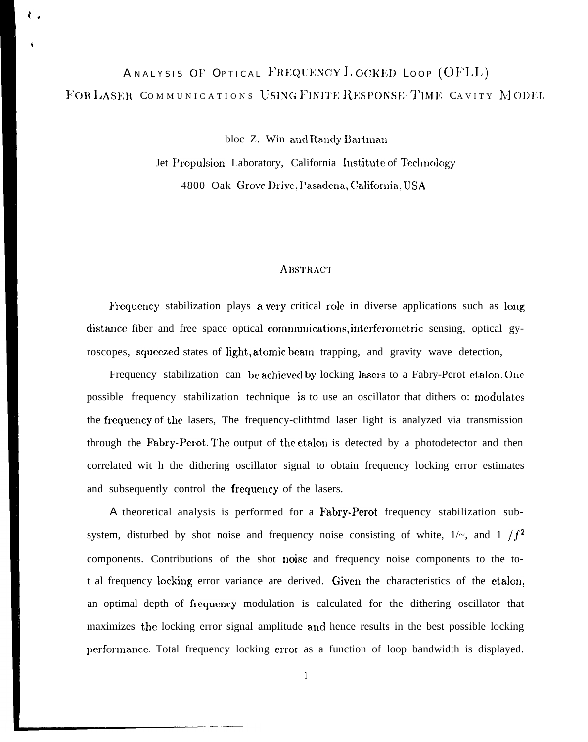# ANALYSIS OF OPTICAL FREQUENCY LOCKED LOOP (OFLL) FOR LASER COMMUNICATIONS USING FINITE RESPONSE-TIME CAVITY MODEL

bloc Z. Win and Randy Bartman

Jet Propulsion Laboratory, California Institute of Technology

4800 Oak Grove Drive, Pasadena, California, USA

## ABSTRACT

Frequency stabilization plays a very critical role in diverse applications such as long distance fiber and free space optical communications, interferometric sensing, optical gyroscopes, squeezed states of light, atomic beam trapping, and gravity wave detection,

Frequency stabilization can be achieved by locking lasers to a Fabry-Perot etalon. One possible frequency stabilization technique is to use an oscillator that dithers o: modulates the frequency of the lasers, The frequency-clithtmd laser light is analyzed via transmission through the Fabry-Perot. The output of the etalon is detected by a photodetector and then correlated wit h the dithering oscillator signal to obtain frequency locking error estimates and subsequently control the frequency of the lasers.

A theoretical analysis is performed for a Fabry-Perot frequency stabilization subsystem, disturbed by shot noise and frequency noise consisting of white, 1/~, and $1/f^2$ components. Contributions of the shot noise and frequency noise components to the to- t al frequency locking error variance are derived. Given the characteristics of the etalon, an optimal depth of frequency modulation is calculated for the dithering oscillator that maximizes the locking error signal amplitude and hence results in the best possible locking performance. Total frequency locking error as a function of loop bandwidth is displayed.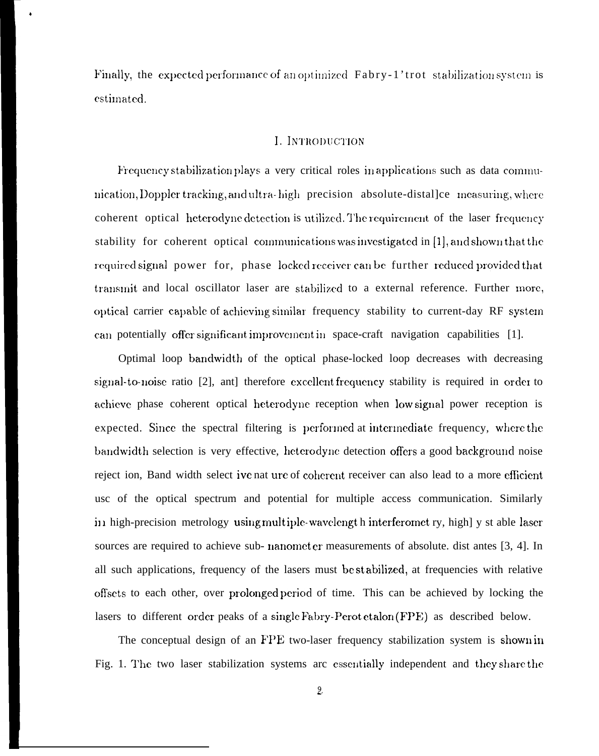Finally, the expected performance of an optimized Fabry-1'trot stabilization system is estimated.

## I. INTRODUCTION

Frequency stabilization plays a very critical roles in applications such as data communication, Doppler tracking, and ultra-high precision absolute-distal]ce measuring, where coherent optical heterodyne detection is utilized. The requirement of the laser frequency stability for coherent optical communications was investigated in [1], and shown that the required signal power for, phase locked receiver can be further reduced provided that transmit and local oscillator laser are stabilized to a external reference. Further more, optical carrier capable of achieving similar frequency stability to current-day RF system can potentially offer significant improvement in space-craft navigation capabilities [1].

Optimal loop bandwidth of the optical phase-locked loop decreases with decreasing signal-to-noise ratio [2], ant] therefore excellent frequency stability is required in order to achieve phase coherent optical heterodyne reception when low signal power reception is expected. Since the spectral filtering is performed at intermediate frequency, where the bandwidth selection is very effective, heterodyne detection offers a good background noise reject ion, Band width select ive nat ure of coherent receiver can also lead to a more efficient usc of the optical spectrum and potential for multiple access communication. Similarly in high-precision metrology using multiple-wavelengt h interferomet ry, high] y st able laser sources are required to achieve sub- nanometer measurements of absolute. dist antes [3, 4]. In all such applications, frequency of the lasers must be stabilized, at frequencies with relative offsets to each other, over prolonged period of time. This can be achieved by locking the lasers to different order peaks of a single Fabry-Perot etalon (FPE) as described below.

The conceptual design of an FPE two-laser frequency stabilization system is shown in Fig. 1. The two laser stabilization systems arc essentially independent and they share the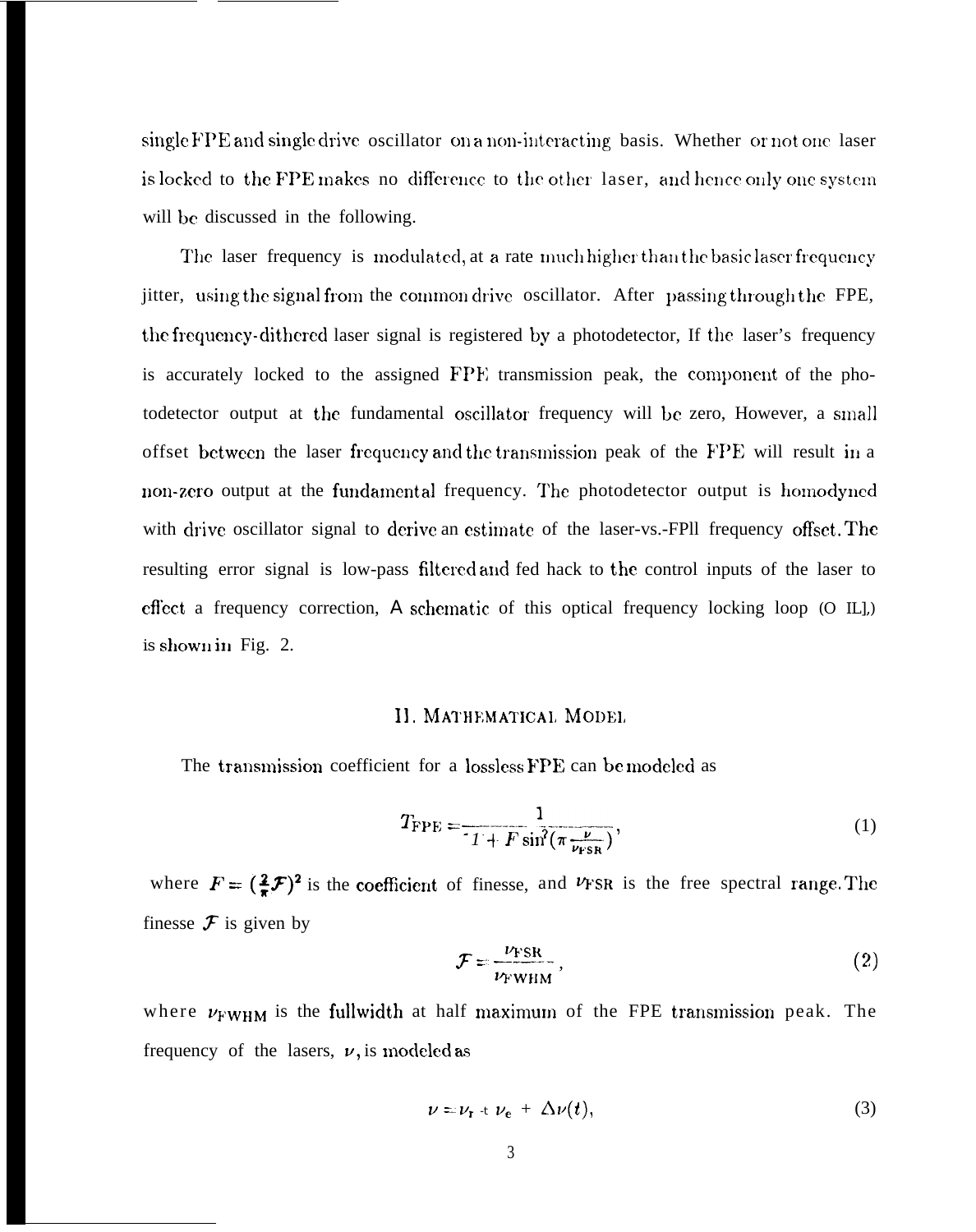single FPE and single drive oscillator on a non-interacting basis. Whether or not one laser is locked to the FPE makes no difference to the other laser, and hence only one system will be discussed in the following.

The laser frequency is modulated, at a rate much higher than the basic laser frequency jitter, using the signal from the common drive oscillator. After passing through the FPE, the frequency-dithered laser signal is registered by a photodetector, If the laser's frequency is accurately locked to the assigned FPE transmission peak, the component of the photodetector output at the fundamental oscillator frequency will be zero, However, a small offset between the laser frequency and the transmission peak of the FPE will result in a non-zero output at the fundamental frequency. The photodetector output is homodyned with drive oscillator signal to derive an estimate of the laser-vs.-FPll frequency offset. The resulting error signal is low-pass filtered and fed hack to the control inputs of the laser to effect a frequency correction, A schematic of this optical frequency locking loop (O IL],) is shown in Fig. 2.

## II. MATHEMATICAL MODEL

The transmission coefficient for a lossless FPE can be modeled as

$$T_{\mathrm{FPE}} = \frac{1}{1 + F \sin^2(\pi \frac{\nu}{\nu_{\mathrm{FSR}}})}, \tag{1}$$

where $F = (\frac{2}{\pi}\mathcal{F})^2$ is the coefficient of finesse, and $\nu_{\mathrm{FSR}}$ is the free spectral range. The finesse $\mathcal{F}$ is given by

$$\mathcal{F} = \frac{\nu_{\mathrm{FSR}}}{\nu_{\mathrm{FWHM}}}, \tag{2}$$

where $\nu_{\mathrm{FWHM}}$ is the fullwidth at half maximum of the FPE transmission peak. The frequency of the lasers, $\nu$, is modeled as

$$\nu = \nu_{\mathrm{r}} + \nu_{\mathrm{e}} + \Delta\nu(t), \tag{3}$$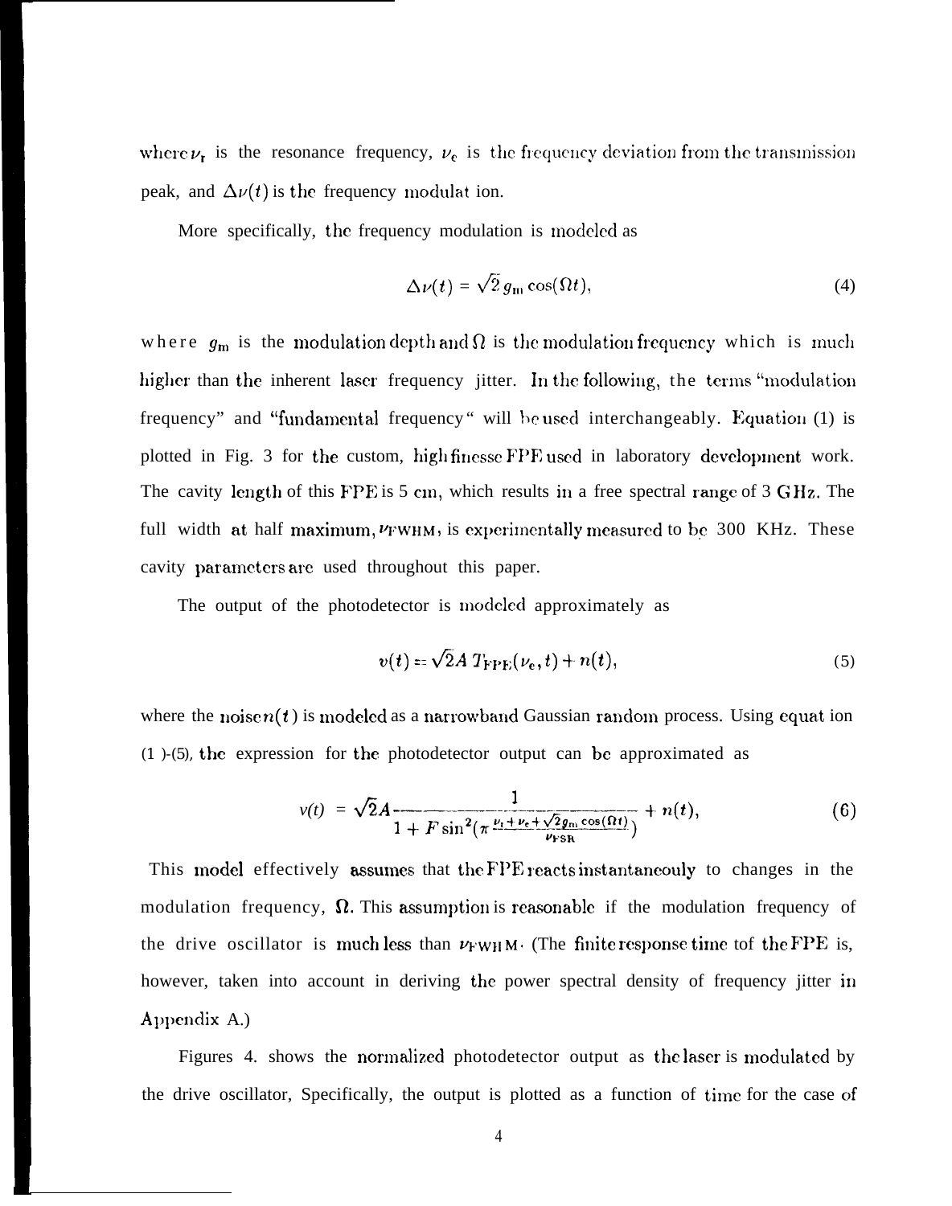where $\nu_r$ is the resonance frequency, $\nu_e$ is the frequency deviation from the transmission peak, and $\Delta\nu(t)$ is the frequency modulation.

More specifically, the frequency modulation is modeled as

$$\Delta\nu(t) = \sqrt{2}\, g_m \cos(\Omega t), \tag{4}$$

where $g_m$ is the modulation depth and $\Omega$ is the modulation frequency which is much higher than the inherent laser frequency jitter. In the following, the terms "modulation frequency" and "fundamental frequency" will be used interchangeably. Equation (1) is plotted in Fig. 3 for the custom, high finesse FPE used in laboratory development work. The cavity length of this FPE is 5 cm, which results in a free spectral range of 3 GHz. The full width at half maximum, $\nu_{FWHM}$, is experimentally measured to be 300 KHz. These cavity parameters are used throughout this paper.

The output of the photodetector is modeled approximately as

$$v(t) = \sqrt{2}A\, T_{FPE}(\nu_e, t) + n(t), \tag{5}$$

where the noise $n(t)$ is modeled as a narrowband Gaussian random process. Using equation (1)-(5), the expression for the photodetector output can be approximated as

$$v(t) = \sqrt{2}A \frac{1}{1 + F \sin^2\left(\pi \frac{\nu_r + \nu_e + \sqrt{2} g_m \cos(\Omega t)}{\nu_{FSR}}\right)} + n(t), \tag{6}$$

This model effectively assumes that the FPE reacts instantaneouly to changes in the modulation frequency, $\Omega$. This assumption is reasonable if the modulation frequency of the drive oscillator is much less than $\nu_{FWHM}$. (The finite response time tof the FPE is, however, taken into account in deriving the power spectral density of frequency jitter in Appendix A.)

Figures 4. shows the normalized photodetector output as the laser is modulated by the drive oscillator, Specifically, the output is plotted as a function of time for the case of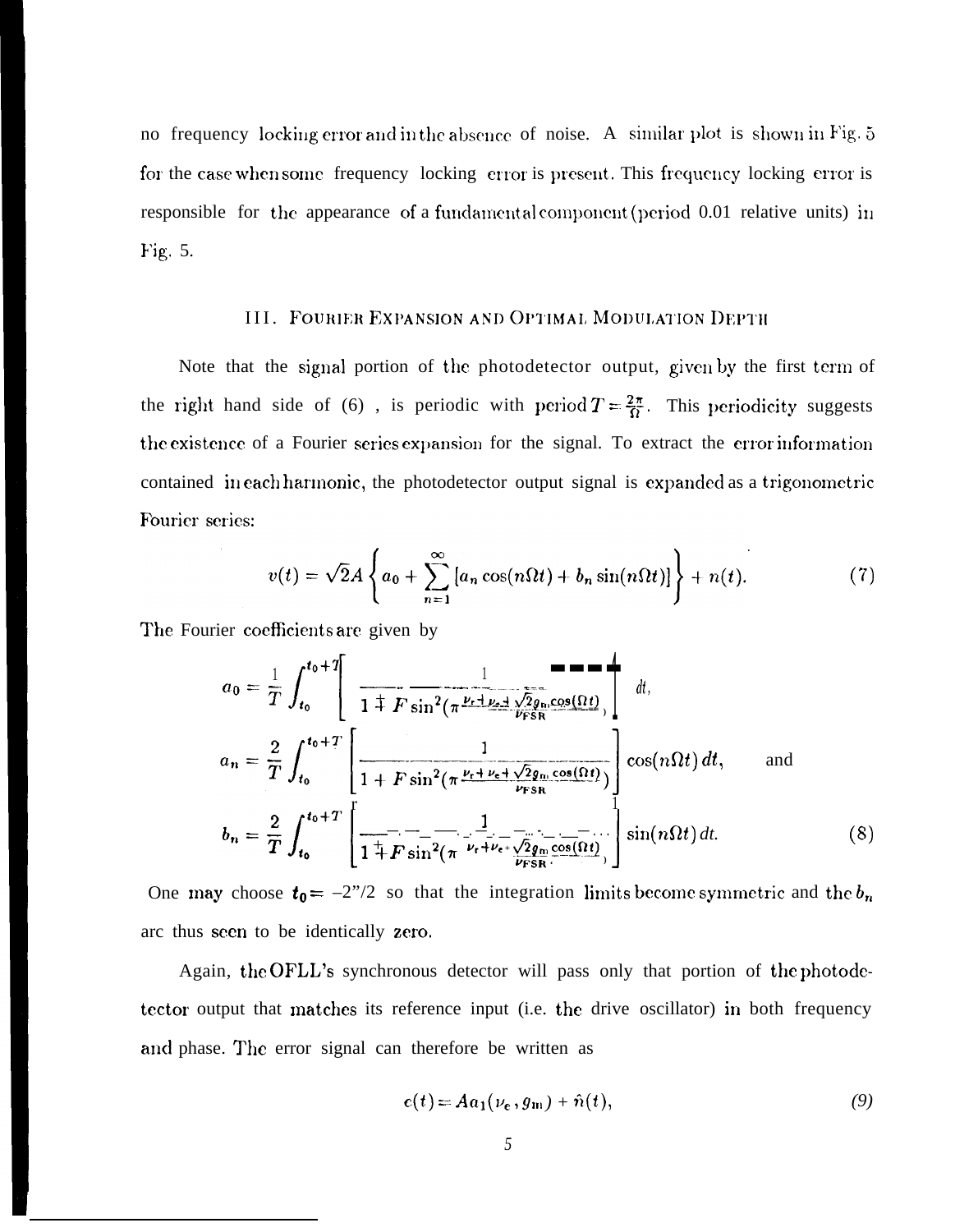no frequency locking error and in the absence of noise. A similar plot is shown in Fig. 5 for the case when some frequency locking error is present. This frequency locking error is responsible for the appearance of a fundamental component (period 0.01 relative units) in Fig. 5.

## III. FOURIER EXPANSION AND OPTIMAL MODULATION DEPTH

Note that the signal portion of the photodetector output, given by the first term of the right hand side of (6), is periodic with period $T = \frac{2\pi}{\Omega}$. This periodicity suggests the existence of a Fourier series expansion for the signal. To extract the error information contained in each harmonic, the photodetector output signal is expanded as a trigonometric Fourier series:

$$v(t) = \sqrt{2}A \left\{ a_0 + \sum_{n=1}^{\infty} [a_n \cos(n\Omega t) + b_n \sin(n\Omega t)] \right\} + n(t). \tag{7}$$

The Fourier coefficients are given by

$$a_0 = \frac{1}{T} \int_{t_0}^{t_0+T} \left[ \frac{1}{1 + F \sin^2(\pi \frac{\nu_r + \nu_e + \sqrt{2} g_m \cos(\Omega t)}{\nu_{FSR}})} \right] dt,$$

$$a_n = \frac{2}{T} \int_{t_0}^{t_0+T} \left[ \frac{1}{1 + F \sin^2(\pi \frac{\nu_r + \nu_e + \sqrt{2} g_m \cos(\Omega t)}{\nu_{FSR}})} \right] \cos(n\Omega t)\, dt, \qquad \text{and}$$

$$b_n = \frac{2}{T} \int_{t_0}^{t_0+T} \left[ \frac{1}{1 + F \sin^2(\pi \frac{\nu_r + \nu_e + \sqrt{2} g_m \cos(\Omega t)}{\nu_{FSR}})} \right] \sin(n\Omega t)\, dt. \tag{8}$$

One may choose $t_0 = -2''/2$ so that the integration limits become symmetric and the $b_n$ are thus seen to be identically zero.

Again, the OFLL's synchronous detector will pass only that portion of the photodetector output that matches its reference input (i.e. the drive oscillator) in both frequency and phase. The error signal can therefore be written as

$$e(t) = A a_1(\nu_e, g_m) + \hat{n}(t), \tag{9}$$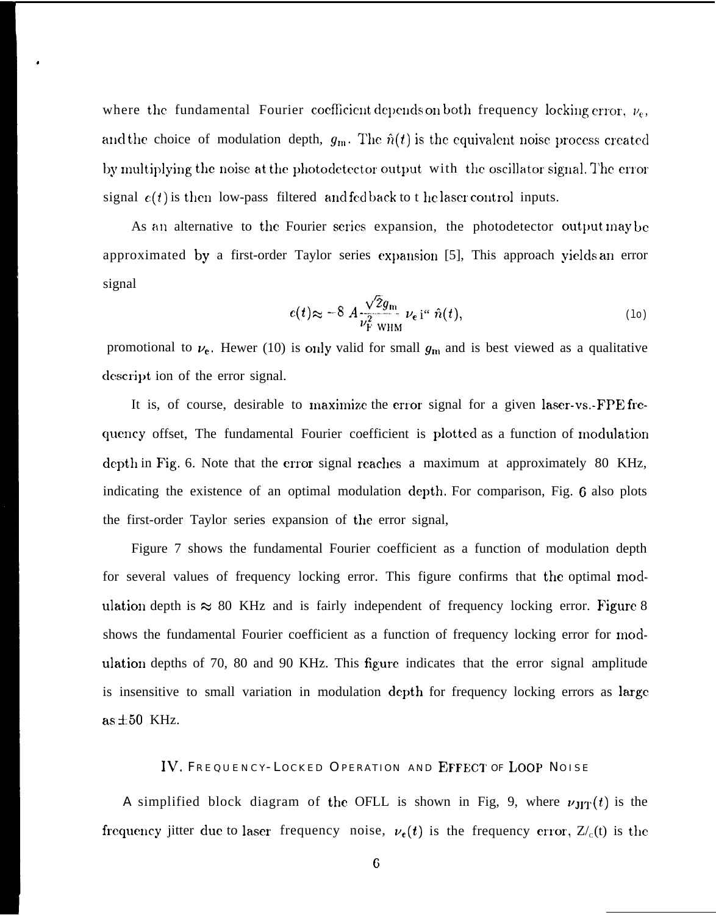where the fundamental Fourier coefficient depends on both frequency locking error, $\nu_e$, and the choice of modulation depth, $g_m$. The $\hat{n}(t)$ is the equivalent noise process created by multiplying the noise at the photodetector output with the oscillator signal. The error signal $e(t)$ is then low-pass filtered and fed back to the laser control inputs.

As an alternative to the Fourier series expansion, the photodetector output may be approximated by a first-order Taylor series expansion [5], This approach yields an error signal

$$e(t) \approx -8\, A \frac{\sqrt{2} g_m}{\nu_{\mathrm{FWHM}}^2}\, \nu_e\, i^{\text{``}}\, \hat{n}(t), \tag{10}$$

promotional to $\nu_e$. Hewer (10) is only valid for small $g_m$ and is best viewed as a qualitative descript ion of the error signal.

It is, of course, desirable to maximize the error signal for a given laser-vs.-FPE frequency offset, The fundamental Fourier coefficient is plotted as a function of modulation depth in Fig. 6. Note that the error signal reaches a maximum at approximately 80 KHz, indicating the existence of an optimal modulation depth. For comparison, Fig. 6 also plots the first-order Taylor series expansion of the error signal,

Figure 7 shows the fundamental Fourier coefficient as a function of modulation depth for several values of frequency locking error. This figure confirms that the optimal modulation depth is $\approx$ 80 KHz and is fairly independent of frequency locking error. Figure 8 shows the fundamental Fourier coefficient as a function of frequency locking error for modulation depths of 70, 80 and 90 KHz. This figure indicates that the error signal amplitude is insensitive to small variation in modulation depth for frequency locking errors as large as $\pm 50$ KHz.

## IV. Frequency-Locked Operation and Effect of Loop Noise

A simplified block diagram of the OFLL is shown in Fig, 9, where $\nu_{\mathrm{JIT}}(t)$ is the frequency jitter due to laser frequency noise, $\nu_e(t)$ is the frequency error, $Z/_c(t)$ is the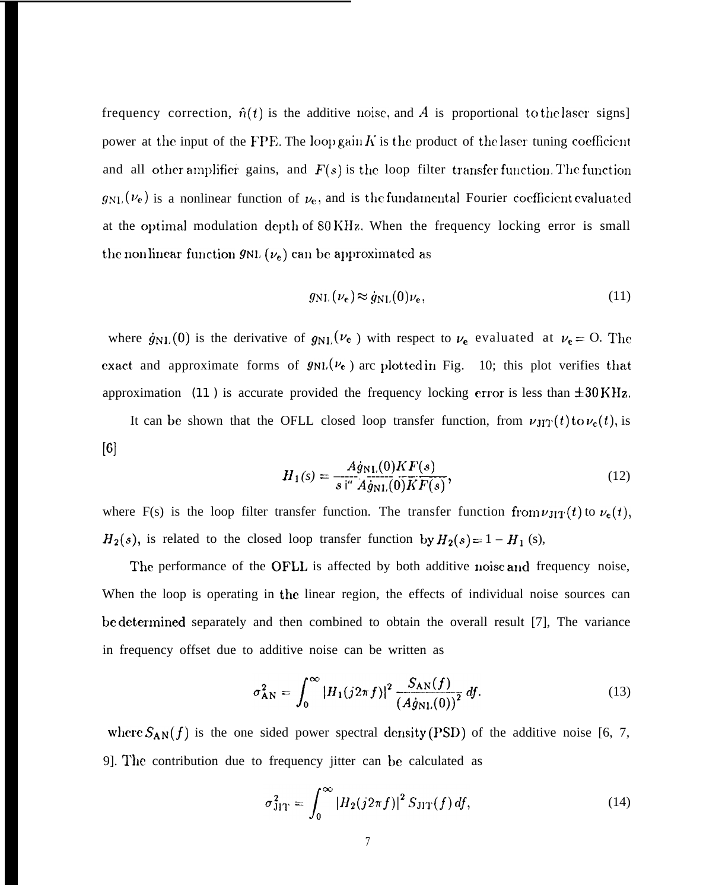frequency correction, $\hat{n}(t)$ is the additive noise, and $A$ is proportional to the laser signal power at the input of the FPE. The loop gain $K$ is the product of the laser tuning coefficient and all other amplifier gains, and $F(s)$ is the loop filter transfer function. The function $g_{\mathrm{NL}}(\nu_e)$ is a nonlinear function of $\nu_e$, and is the fundamental Fourier coefficient evaluated at the optimal modulation depth of 80 KHz. When the frequency locking error is small the nonlinear function $g_{\mathrm{NL}}(\nu_e)$ can be approximated as

$$g_{\mathrm{NL}}(\nu_e) \approx \dot{g}_{\mathrm{NL}}(0)\nu_e, \tag{11}$$

where $\dot{g}_{\mathrm{NL}}(0)$ is the derivative of $g_{\mathrm{NL}}(\nu_e)$ with respect to $\nu_e$ evaluated at $\nu_e = 0$. The exact and approximate forms of $g_{\mathrm{NL}}(\nu_e)$ are plotted in Fig. 10; this plot verifies that approximation (11) is accurate provided the frequency locking error is less than $\pm 30$ KHz.

It can be shown that the OFLL closed loop transfer function, from $\nu_{\mathrm{JIT}}(t)$ to $\nu_c(t)$, is [6]

$$H_1(s) = \frac{A\dot{g}_{\mathrm{NL}}(0)KF(s)}{s + A\dot{g}_{\mathrm{NL}}(0)KF(s)}, \tag{12}$$

where F(s) is the loop filter transfer function. The transfer function from $\nu_{\mathrm{JIT}}(t)$ to $\nu_e(t)$, $H_2(s)$, is related to the closed loop transfer function by $H_2(s) = 1 - H_1(s)$,

The performance of the OFLL is affected by both additive noise and frequency noise, When the loop is operating in the linear region, the effects of individual noise sources can be determined separately and then combined to obtain the overall result [7], The variance in frequency offset due to additive noise can be written as

$$\sigma_{\mathrm{AN}}^2 = \int_0^\infty |H_1(j2\pi f)|^2 \frac{S_{\mathrm{AN}}(f)}{(A\dot{g}_{\mathrm{NL}}(0))^2}\, df. \tag{13}$$

where $S_{\mathrm{AN}}(f)$ is the one sided power spectral density (PSD) of the additive noise [6, 7, 9]. The contribution due to frequency jitter can be calculated as

$$\sigma_{\mathrm{JIT}}^2 = \int_0^\infty |H_2(j2\pi f)|^2\, S_{\mathrm{JIT}}(f)\, df, \tag{14}$$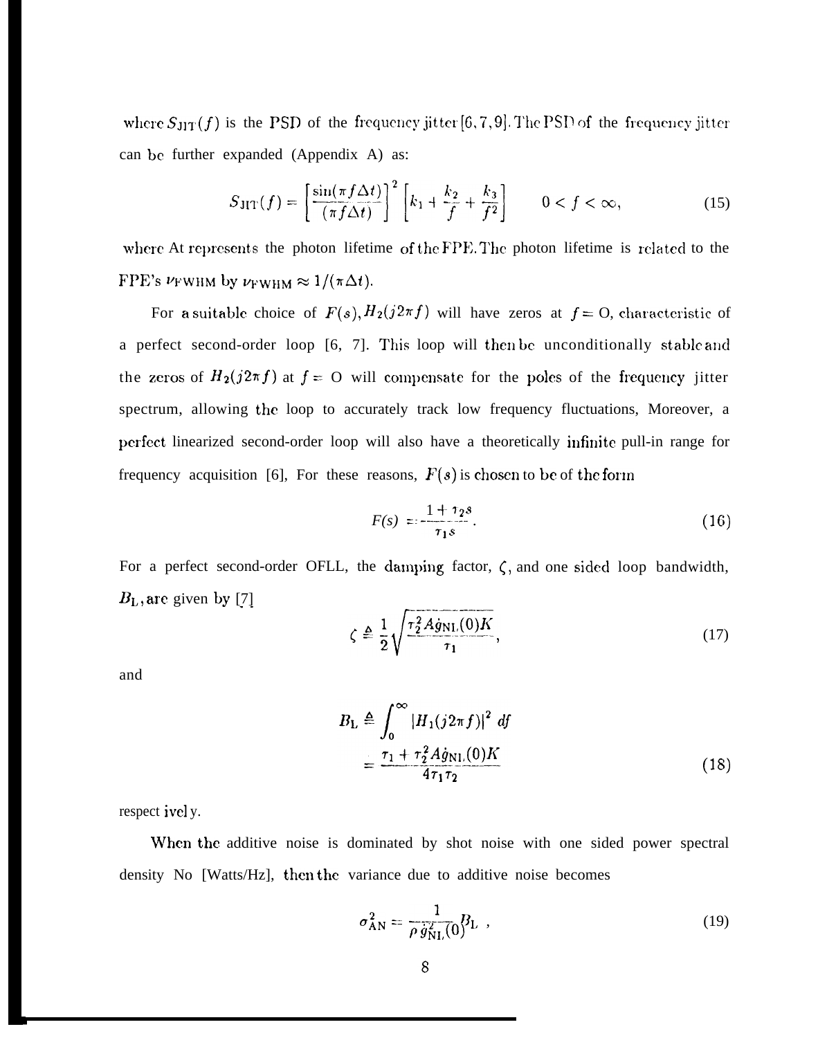where $S_{\rm JIT}(f)$ is the PSD of the frequency jitter [6, 7, 9]. The PSD of the frequency jitter can be further expanded (Appendix A) as:

$$S_{\rm JIT}(f) = \left[\frac{\sin(\pi f \Delta t)}{(\pi f \Delta t)}\right]^2 \left[k_1 + \frac{k_2}{f} + \frac{k_3}{f^2}\right] \qquad 0 < f < \infty, \tag{15}$$

where $\Delta t$ represents the photon lifetime of the FPE. The photon lifetime is related to the FPE's $\nu_{\rm FWHM}$ by $\nu_{\rm FWHM} \approx 1/(\pi \Delta t)$.

For a suitable choice of $F(s)$, $H_2(j2\pi f)$ will have zeros at $f = 0$, characteristic of a perfect second-order loop [6, 7]. This loop will then be unconditionally stable and the zeros of $H_2(j2\pi f)$ at $f = 0$ will compensate for the poles of the frequency jitter spectrum, allowing the loop to accurately track low frequency fluctuations, Moreover, a perfect linearized second-order loop will also have a theoretically infinite pull-in range for frequency acquisition [6], For these reasons, $F(s)$ is chosen to be of the form

$$F(s) = \frac{1 + \tau_2 s}{\tau_1 s}. \tag{16}$$

For a perfect second-order OFLL, the damping factor, $\zeta$, and one sided loop bandwidth, $B_{\rm L}$, are given by [7]

$$\zeta \triangleq \frac{1}{2}\sqrt{\frac{\tau_2^2 A \dot{g}_{\rm NL}(0) K}{\tau_1}}, \tag{17}$$

and

$$\begin{aligned} B_{\rm L} &\triangleq \int_0^\infty |H_1(j2\pi f)|^2 \, df \\ &= \frac{\tau_1 + \tau_2^2 A \dot{g}_{\rm NL}(0) K}{4\tau_1 \tau_2} \end{aligned} \tag{18}$$

respectively.

When the additive noise is dominated by shot noise with one sided power spectral density No [Watts/Hz], then the variance due to additive noise becomes

$$\sigma_{\rm AN}^2 = \frac{1}{\rho \, \dot{g}_{\rm NL}^2(0)} B_{\rm L} \ , \tag{19}$$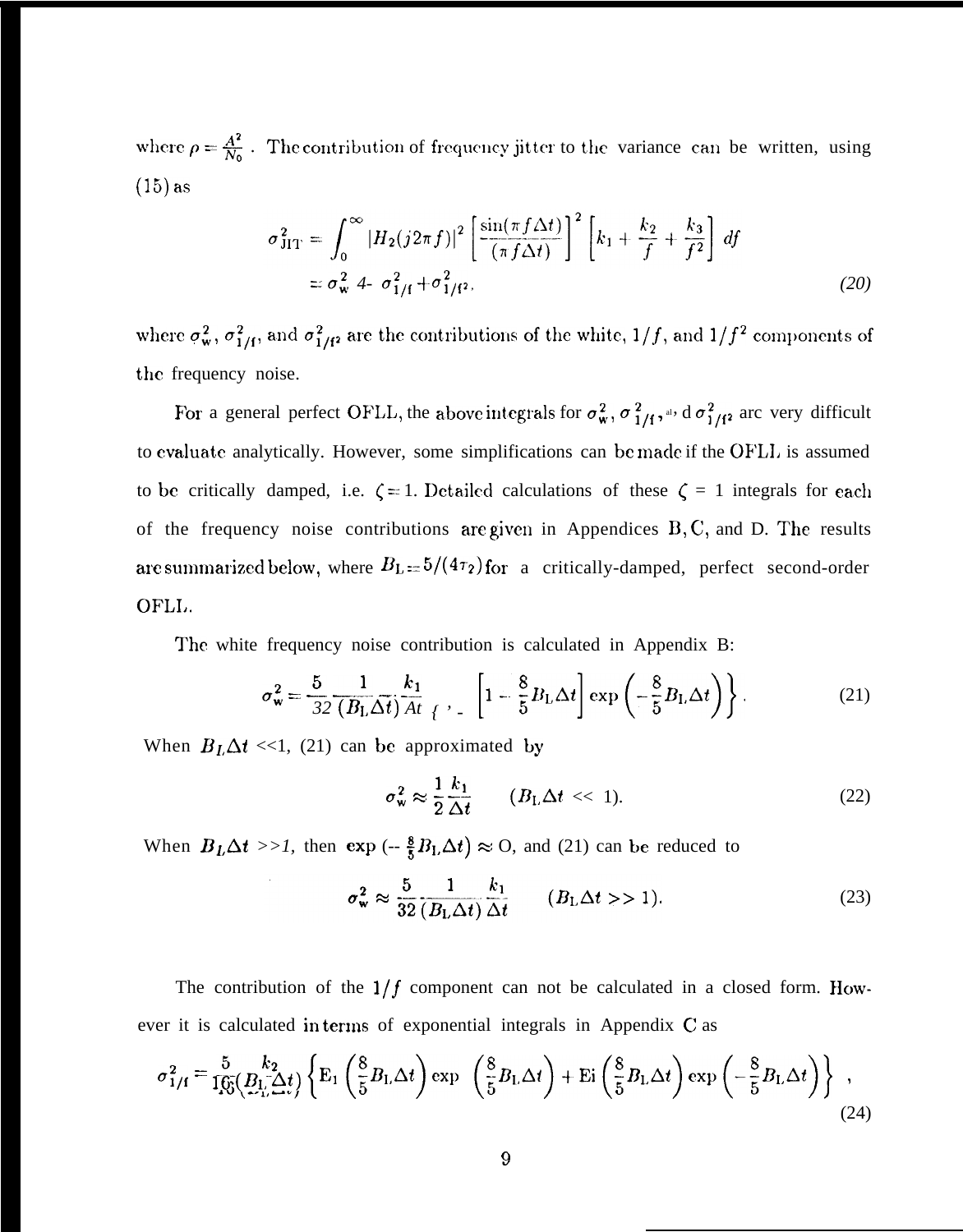where $\rho = \frac{A^2}{N_0}$. The contribution of frequency jitter to the variance can be written, using (15) as

$$\sigma_{\rm JIT}^2 = \int_0^\infty |H_2(j2\pi f)|^2 \left[\frac{\sin(\pi f \Delta t)}{(\pi f \Delta t)}\right]^2 \left[k_1 + \frac{k_2}{f} + \frac{k_3}{f^2}\right] df$$
$$= \sigma_{\rm w}^2 + \sigma_{1/{\rm f}}^2 + \sigma_{1/{\rm f}^2}^2, \tag{20}$$

where $\sigma_{\rm w}^2$, $\sigma_{1/{\rm f}}^2$, and $\sigma_{1/{\rm f}^2}^2$ are the contributions of the white, $1/f$, and $1/f^2$ components of the frequency noise.

For a general perfect OFLL, the above integrals for $\sigma_{\rm w}^2$, $\sigma_{1/{\rm f}}^2$, and $\sigma_{1/{\rm f}^2}^2$ are very difficult to evaluate analytically. However, some simplifications can be made if the OFLL is assumed to be critically damped, i.e. $\zeta = 1$. Detailed calculations of these $\zeta = 1$ integrals for each of the frequency noise contributions are given in Appendices B, C, and D. The results are summarized below, where $B_{\rm L} = 5/(4\tau_2)$ for a critically-damped, perfect second-order OFLL.

The white frequency noise contribution is calculated in Appendix B:

$$\sigma_{\rm w}^2 = \frac{5}{32} \frac{1}{(B_{\rm L}\Delta t)} \frac{k_1}{\Delta t} \left\{ 1 - \left[1 - \frac{8}{5} B_{\rm L}\Delta t\right] \exp\left(-\frac{8}{5} B_{\rm L}\Delta t\right)\right\}. \tag{21}$$

When $B_L \Delta t \ll 1$, (21) can be approximated by

$$\sigma_{\rm w}^2 \approx \frac{1}{2} \frac{k_1}{\Delta t} \qquad (B_{\rm L}\Delta t \ll 1). \tag{22}$$

When $B_L \Delta t \gg 1$, then $\exp\left(-\frac{8}{5} B_{\rm L}\Delta t\right) \approx 0$, and (21) can be reduced to

$$\sigma_{\rm w}^2 \approx \frac{5}{32} \frac{1}{(B_{\rm L}\Delta t)} \frac{k_1}{\Delta t} \qquad (B_{\rm L}\Delta t \gg 1). \tag{23}$$

The contribution of the $1/f$ component can not be calculated in a closed form. However it is calculated in terms of exponential integrals in Appendix C as

$$\sigma_{1/{\rm f}}^2 = \frac{5}{16} \frac{k_2}{(B_{\rm L}\Delta t)} \left\{ {\rm E}_1\left(\frac{8}{5} B_{\rm L}\Delta t\right) \exp\left(\frac{8}{5} B_{\rm L}\Delta t\right) + {\rm Ei}\left(\frac{8}{5} B_{\rm L}\Delta t\right) \exp\left(-\frac{8}{5} B_{\rm L}\Delta t\right)\right\}, \tag{24}$$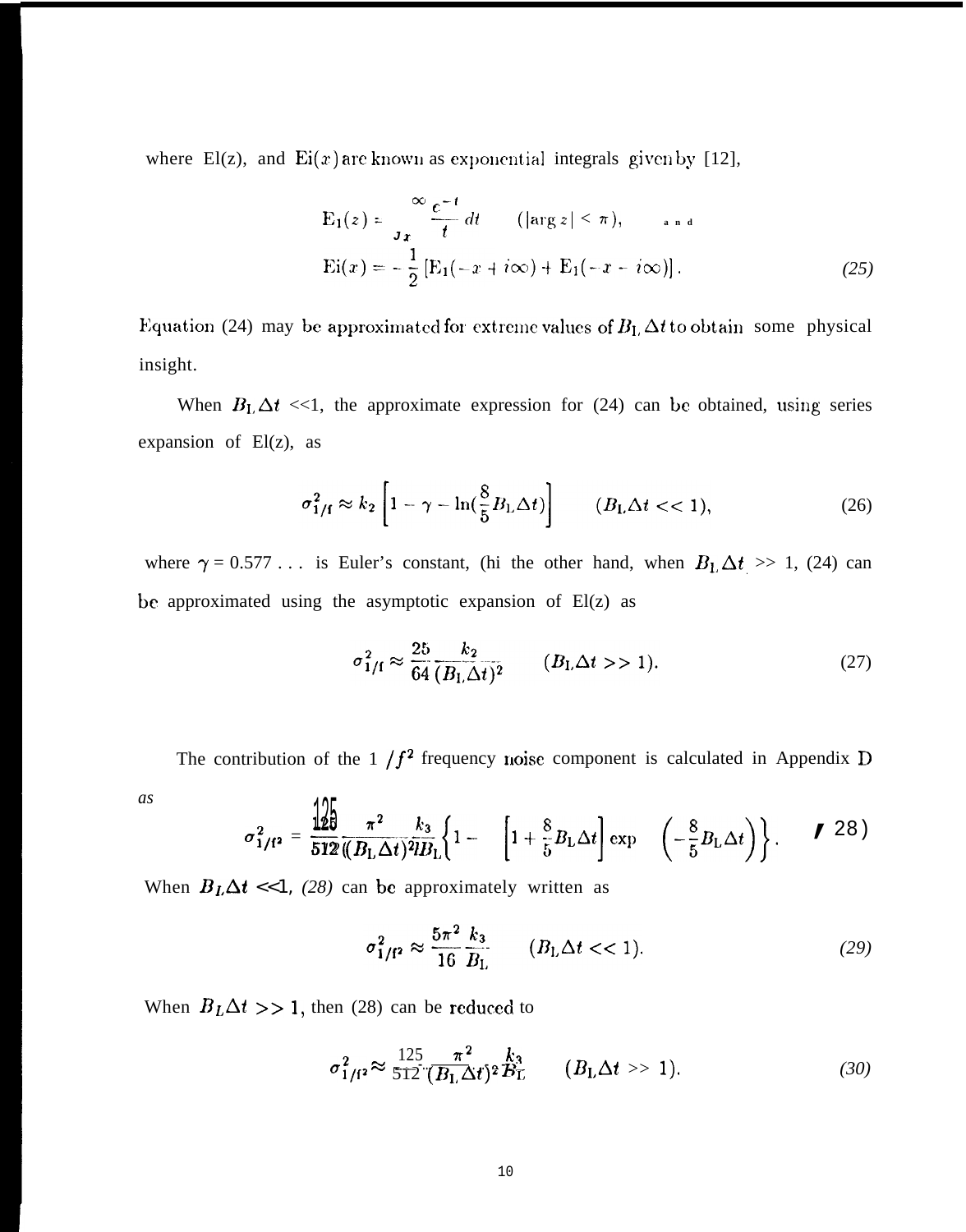where $E_1(z)$, and $\mathrm{Ei}(x)$ are known as exponential integrals given by [12],

$$
\begin{aligned}
\mathrm{E}_1(z) &= \int_x^\infty \frac{e^{-t}}{t}\, dt \qquad (|\arg z| < \pi), \qquad \text{and} \\
\mathrm{Ei}(x) &= -\frac{1}{2}\left[\mathrm{E}_1(-x + i\infty) + \mathrm{E}_1(-x - i\infty)\right].
\end{aligned}
\tag{25}
$$

Equation (24) may be approximated for extreme values of $B_L \Delta t$ to obtain some physical insight.

When $B_L \Delta t$ <<1, the approximate expression for (24) can be obtained, using series expansion of $E_1(z)$, as

$$
\sigma^2_{1/f} \approx k_2 \left[1 - \gamma - \ln\left(\frac{8}{5} B_L \Delta t\right)\right] \qquad (B_L \Delta t << 1), \tag{26}
$$

where $\gamma = 0.577\ldots$ is Euler's constant, On the other hand, when $B_L \Delta t$ >> 1, (24) can be approximated using the asymptotic expansion of $E_1(z)$ as

$$
\sigma^2_{1/f} \approx \frac{25}{64} \frac{k_2}{(B_L \Delta t)^2} \qquad (B_L \Delta t >> 1). \tag{27}
$$

The contribution of the $1/f^2$ frequency noise component is calculated in Appendix D as

$$
\sigma^2_{1/f^2} = \frac{125}{512} \frac{\pi^2}{(B_L \Delta t)^2} \frac{k_3}{B_L} \left\{1 - \left[1 + \frac{8}{5} B_L \Delta t\right] \exp\left(-\frac{8}{5} B_L \Delta t\right)\right\}. \tag{28}
$$

When $B_L \Delta t$ <<1, (28) can be approximately written as

$$
\sigma^2_{1/f^2} \approx \frac{5\pi^2}{16} \frac{k_3}{B_L} \qquad (B_L \Delta t << 1). \tag{29}
$$

When $B_L \Delta t >> 1$, then (28) can be reduced to

$$
\sigma^2_{1/f^2} \approx \frac{125}{512} \frac{\pi^2}{(B_L \Delta t)^2} \frac{k_3}{B_L} \qquad (B_L \Delta t >> 1). \tag{30}
$$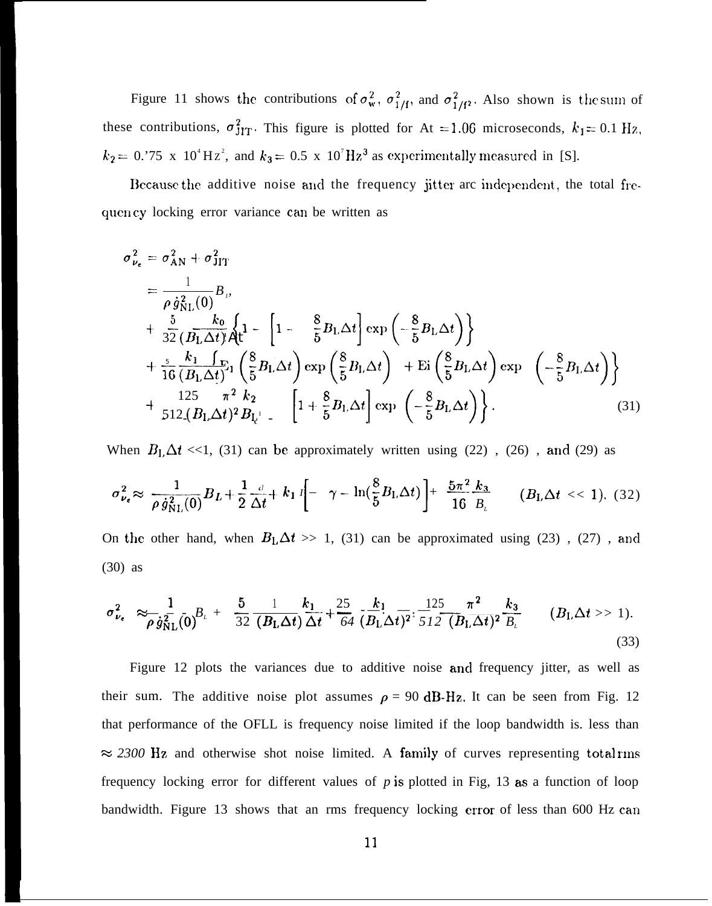Figure 11 shows the contributions of $\sigma_w^2$, $\sigma_{1/f}^2$, and $\sigma_{1/f^2}^2$. Also shown is the sum of these contributions, $\sigma_{JIT}^2$. This figure is plotted for $\Delta t = 1.06$ microseconds, $k_1 = 0.1$ Hz, $k_2 = 0.75 \times 10^4$ Hz$^2$, and $k_3 = 0.5 \times 10^7$ Hz$^3$ as experimentally measured in [S].

Because the additive noise and the frequency jitter are independent, the total frequency locking error variance can be written as

$$
\begin{aligned}
\sigma_{\nu_e}^2 &= \sigma_{AN}^2 + \sigma_{JIT}^2 \\
&= \frac{1}{\rho \dot{g}_{NL}^2(0)} B_L \\
&+ \frac{5}{32} \frac{k_0}{(B_L \Delta t) \Delta t} \left\{ 1 - \left[ 1 - \frac{8}{5} B_L \Delta t \right] \exp\left( -\frac{8}{5} B_L \Delta t \right) \right\} \\
&+ \frac{5}{16} \frac{k_1}{(B_L \Delta t)^2} \left\{ E_1\left( \frac{8}{5} B_L \Delta t \right) \exp\left( \frac{8}{5} B_L \Delta t \right) + \mathrm{Ei}\left( \frac{8}{5} B_L \Delta t \right) \exp\left( -\frac{8}{5} B_L \Delta t \right) \right\} \\
&+ \frac{125}{512} \frac{\pi^2 k_2}{(B_L \Delta t)^2 B_L} \left\{ 1 - \left[ 1 + \frac{8}{5} B_L \Delta t \right] \exp\left( -\frac{8}{5} B_L \Delta t \right) \right\}.
\end{aligned} \tag{31}
$$

When $B_L \Delta t \ll 1$, (31) can be approximately written using (22), (26), and (29) as

$$
\sigma_{\nu_e}^2 \approx \frac{1}{\rho \dot{g}_{NL}^2(0)} B_L + \frac{1}{2} \frac{k_0}{\Delta t} + k_1 \left[ -\gamma - \ln\left( \frac{8}{5} B_L \Delta t \right) \right] + \frac{5\pi^2}{16} \frac{k_3}{B_L} \qquad (B_L \Delta t \ll 1). \tag{32}
$$

On the other hand, when $B_L \Delta t \gg 1$, (31) can be approximated using (23), (27), and (30) as

$$
\sigma_{\nu_e}^2 \approx \frac{1}{\rho \dot{g}_{NL}^2(0)} B_L + \frac{5}{32} \frac{1}{(B_L \Delta t)} \frac{k_1}{\Delta t} + \frac{25}{64} \frac{k_1}{(B_L \Delta t)^2} + \frac{125}{512} \frac{\pi^2}{(B_L \Delta t)^2} \frac{k_3}{B_L} \qquad (B_L \Delta t \gg 1). \tag{33}
$$

Figure 12 plots the variances due to additive noise and frequency jitter, as well as their sum. The additive noise plot assumes $\rho = 90$ dB-Hz. It can be seen from Fig. 12 that performance of the OFLL is frequency noise limited if the loop bandwidth is less than $\approx 2300$ Hz and otherwise shot noise limited. A family of curves representing total rms frequency locking error for different values of $\rho$ is plotted in Fig. 13 as a function of loop bandwidth. Figure 13 shows that an rms frequency locking error of less than 600 Hz can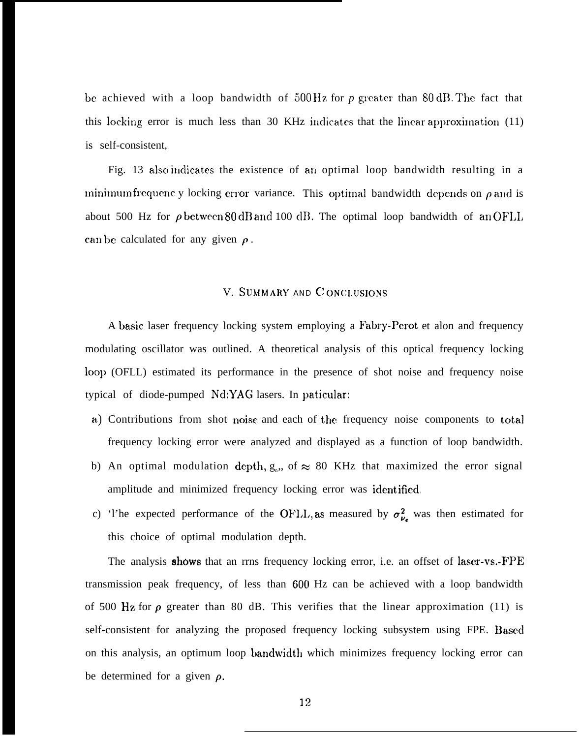be achieved with a loop bandwidth of 500 Hz for p greater than 80 dB. The fact that this locking error is much less than 30 KHz indicates that the linear approximation (11) is self-consistent,

Fig. 13 also indicates the existence of an optimal loop bandwidth resulting in a minimum frequenc y locking error variance. This optimal bandwidth depends on $\rho$ and is about 500 Hz for $\rho$ between 80 dB and 100 dB. The optimal loop bandwidth of an OFLL can be calculated for any given $\rho$.

## V. SUMMARY AND CONCLUSIONS

A basic laser frequency locking system employing a Fabry-Perot et alon and frequency modulating oscillator was outlined. A theoretical analysis of this optical frequency locking loop (OFLL) estimated its performance in the presence of shot noise and frequency noise typical of diode-pumped Nd:YAG lasers. In paticular:

a) Contributions from shot noise and each of the frequency noise components to total frequency locking error were analyzed and displayed as a function of loop bandwidth.

b) An optimal modulation depth, $g_n$, of $\approx$ 80 KHz that maximized the error signal amplitude and minimized frequency locking error was identified.

c) 'l'he expected performance of the OFLL, as measured by $\sigma^2_{\nu_e}$ was then estimated for this choice of optimal modulation depth.

The analysis shows that an rrns frequency locking error, i.e. an offset of laser-vs.-FPE transmission peak frequency, of less than 600 Hz can be achieved with a loop bandwidth of 500 Hz for $\rho$ greater than 80 dB. This verifies that the linear approximation (11) is self-consistent for analyzing the proposed frequency locking subsystem using FPE. Based on this analysis, an optimum loop bandwidth which minimizes frequency locking error can be determined for a given $\rho$.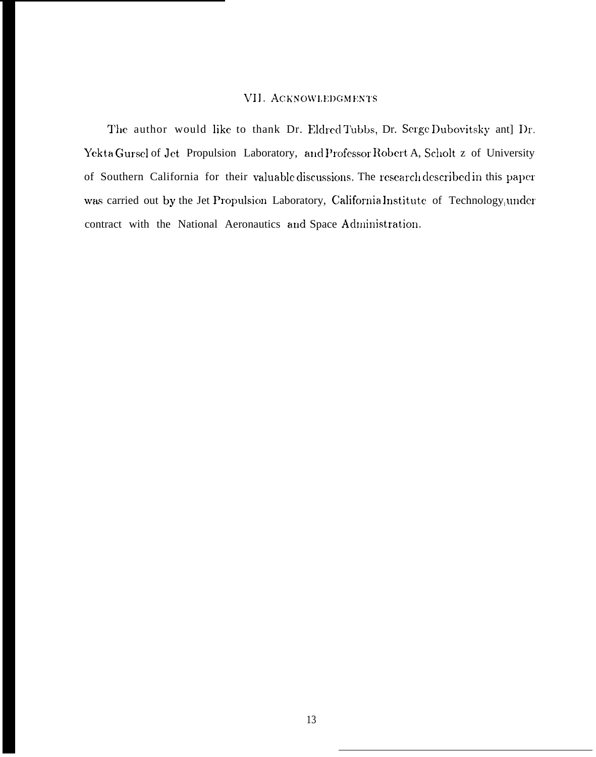## VII. ACKNOWLEDGMENTS

The author would like to thank Dr. Eldred Tubbs, Dr. Serge Dubovitsky ant] Dr. Yekta Gursel of Jet Propulsion Laboratory, and Professor Robert A, Scholt z of University of Southern California for their valuable discussions. The research described in this paper was carried out by the Jet Propulsion Laboratory, California Institute of Technology, under contract with the National Aeronautics and Space Administration.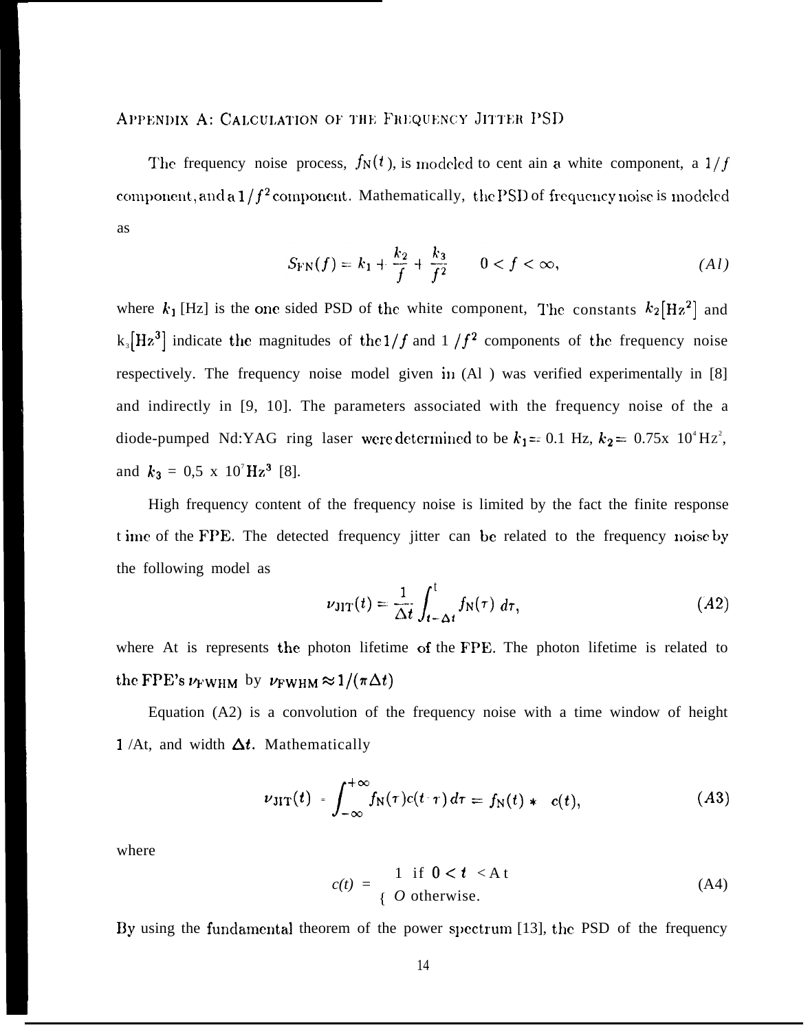## APPENDIX A: CALCULATION OF THE FREQUENCY JITTER PSD

The frequency noise process, $f_N(t)$, is modeled to cent ain a white component, a $1/f$ component, and a $1/f^2$ component. Mathematically, the PSD of frequency noise is modeled as

$$S_{FN}(f) = k_1 + \frac{k_2}{f} + \frac{k_3}{f^2} \qquad 0 < f < \infty, \tag{A1}$$

where $k_1$ [Hz] is the one sided PSD of the white component, The constants $k_2[\text{Hz}^2]$ and $k_3[\text{Hz}^3]$ indicate the magnitudes of the $1/f$ and $1/f^2$ components of the frequency noise respectively. The frequency noise model given in (A1) was verified experimentally in [8] and indirectly in [9, 10]. The parameters associated with the frequency noise of the a diode-pumped Nd:YAG ring laser were determined to be $k_1 = 0.1$ Hz, $k_2 = 0.75 \times 10^4 \text{ Hz}^2$, and $k_3 = 0{,}5 \times 10^7 \text{ Hz}^3$ [8].

High frequency content of the frequency noise is limited by the fact the finite response t ime of the FPE. The detected frequency jitter can be related to the frequency noise by the following model as

$$\nu_{JIT}(t) = \frac{1}{\Delta t} \int_{t-\Delta t}^{t} f_N(\tau)\, d\tau, \tag{A2}$$

where $\Delta t$ is represents the photon lifetime of the FPE. The photon lifetime is related to the FPE's $\nu_{FWHM}$ by $\nu_{FWHM} \approx 1/(\pi \Delta t)$

Equation (A2) is a convolution of the frequency noise with a time window of height $1/\Delta t$, and width $\Delta t$. Mathematically

$$\nu_{JIT}(t) = \int_{-\infty}^{+\infty} f_N(\tau) c(t - \tau)\, d\tau = f_N(t) * c(t), \tag{A3}$$

where

$$c(t) = \begin{cases} 1 & \text{if } 0 < t < \Delta t \\ 0 & \text{otherwise.} \end{cases} \tag{A4}$$

By using the fundamental theorem of the power spectrum [13], the PSD of the frequency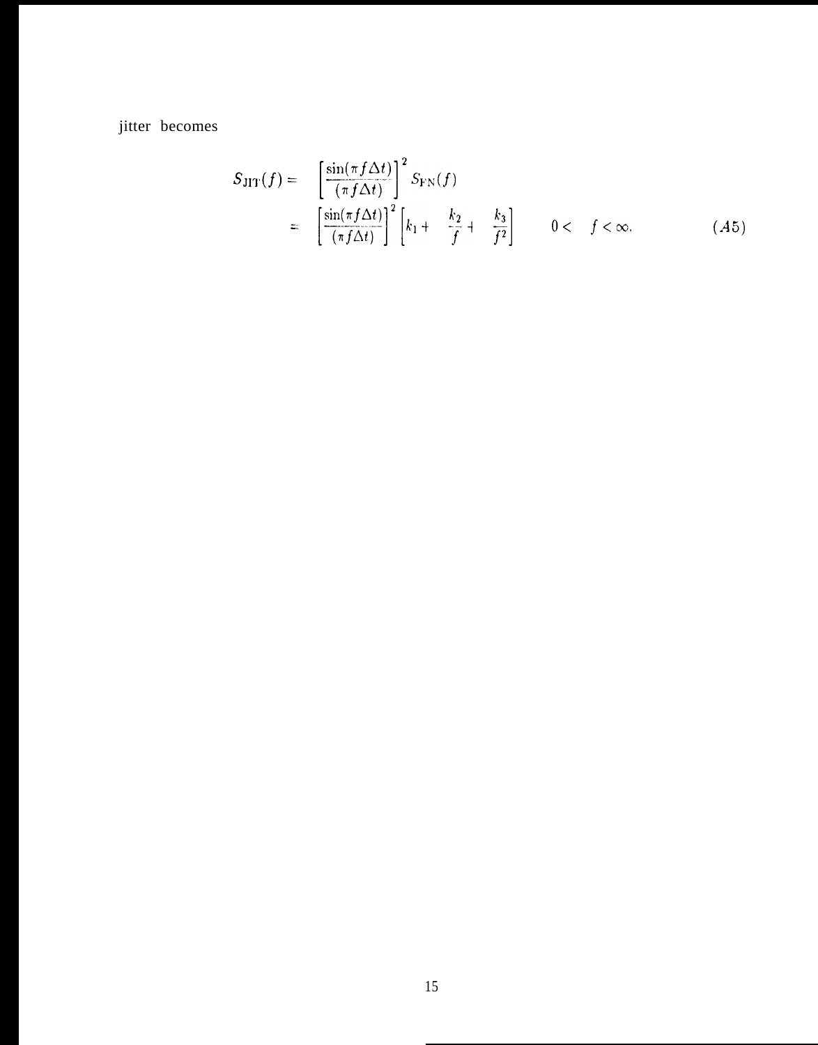jitter becomes

$$
\begin{aligned}
S_{\rm JIT}(f) &= \left[\frac{\sin(\pi f \Delta t)}{(\pi f \Delta t)}\right]^2 S_{\rm FN}(f) \\
&= \left[\frac{\sin(\pi f \Delta t)}{(\pi f \Delta t)}\right]^2 \left[k_1 + \frac{k_2}{f} + \frac{k_3}{f^2}\right] \qquad 0 < f < \infty. \qquad (A5)
\end{aligned}
$$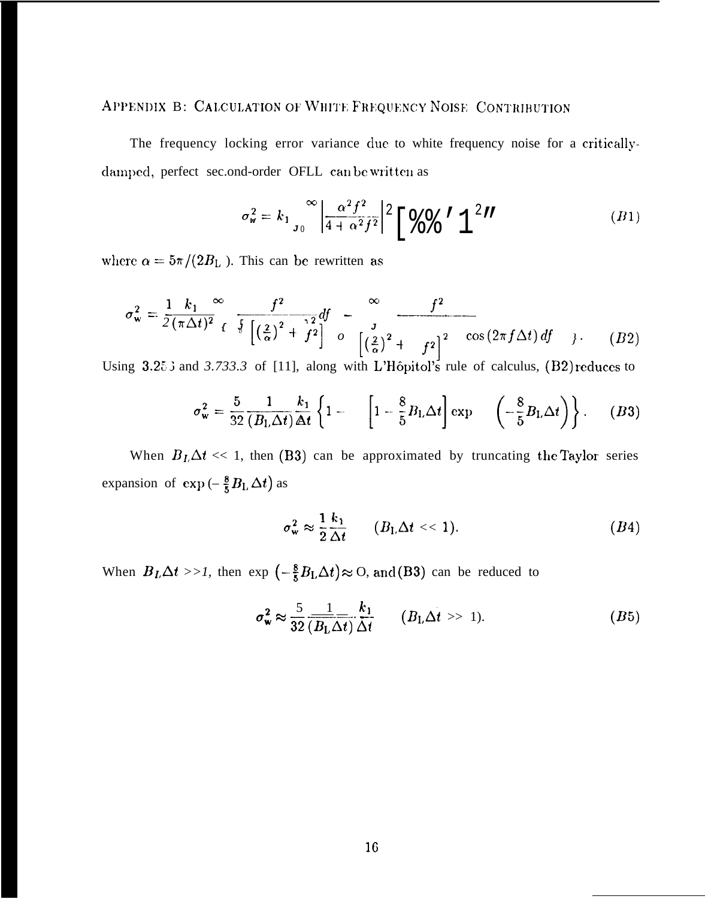## Appendix B: Calculation of White Frequency Noise Contribution

The frequency locking error variance due to white frequency noise for a critically-damped, perfect second-order OFLL can be written as

$$\sigma_w^2 = k_1 \int_0^\infty \left| \frac{\alpha^2 f^2}{4 + \alpha^2 f^2} \right|^2 \left[ \frac{\sin(\pi f \Delta t)}{\pi f \Delta t} \right]^2 df \tag{B1}$$

where $\alpha = 5\pi/(2B_L)$. This can be rewritten as

$$\sigma_w^2 = \frac{1}{2} \frac{k_1}{(\pi \Delta t)^2} \left\{ \int_0^\infty \frac{f^2}{\left[ \left(\frac{2}{\alpha}\right)^2 + f^2 \right]^2} df - \int_0^\infty \frac{f^2}{\left[ \left(\frac{2}{\alpha}\right)^2 + f^2 \right]^2} \cos(2\pi f \Delta t)\, df \right\}. \tag{B2}$$

Using 3.253 and 3.733.3 of [11], along with L'Hôpital's rule of calculus, (B2) reduces to

$$\sigma_w^2 = \frac{5}{32} \frac{1}{(B_L \Delta t)} \frac{k_1}{\Delta t} \left\{ 1 - \left[ 1 - \frac{8}{5} B_L \Delta t \right] \exp\left( -\frac{8}{5} B_L \Delta t \right) \right\}. \tag{B3}$$

When $B_L \Delta t << 1$, then (B3) can be approximated by truncating the Taylor series expansion of $\exp(-\frac{8}{5} B_L \Delta t)$ as

$$\sigma_w^2 \approx \frac{1}{2} \frac{k_1}{\Delta t} \qquad (B_L \Delta t << 1). \tag{B4}$$

When $B_L \Delta t >> 1$, then $\exp\left(-\frac{8}{5} B_L \Delta t\right) \approx 0$, and (B3) can be reduced to

$$\sigma_w^2 \approx \frac{5}{32} \frac{1}{(B_L \Delta t)} \frac{k_1}{\Delta t} \qquad (B_L \Delta t >> 1). \tag{B5}$$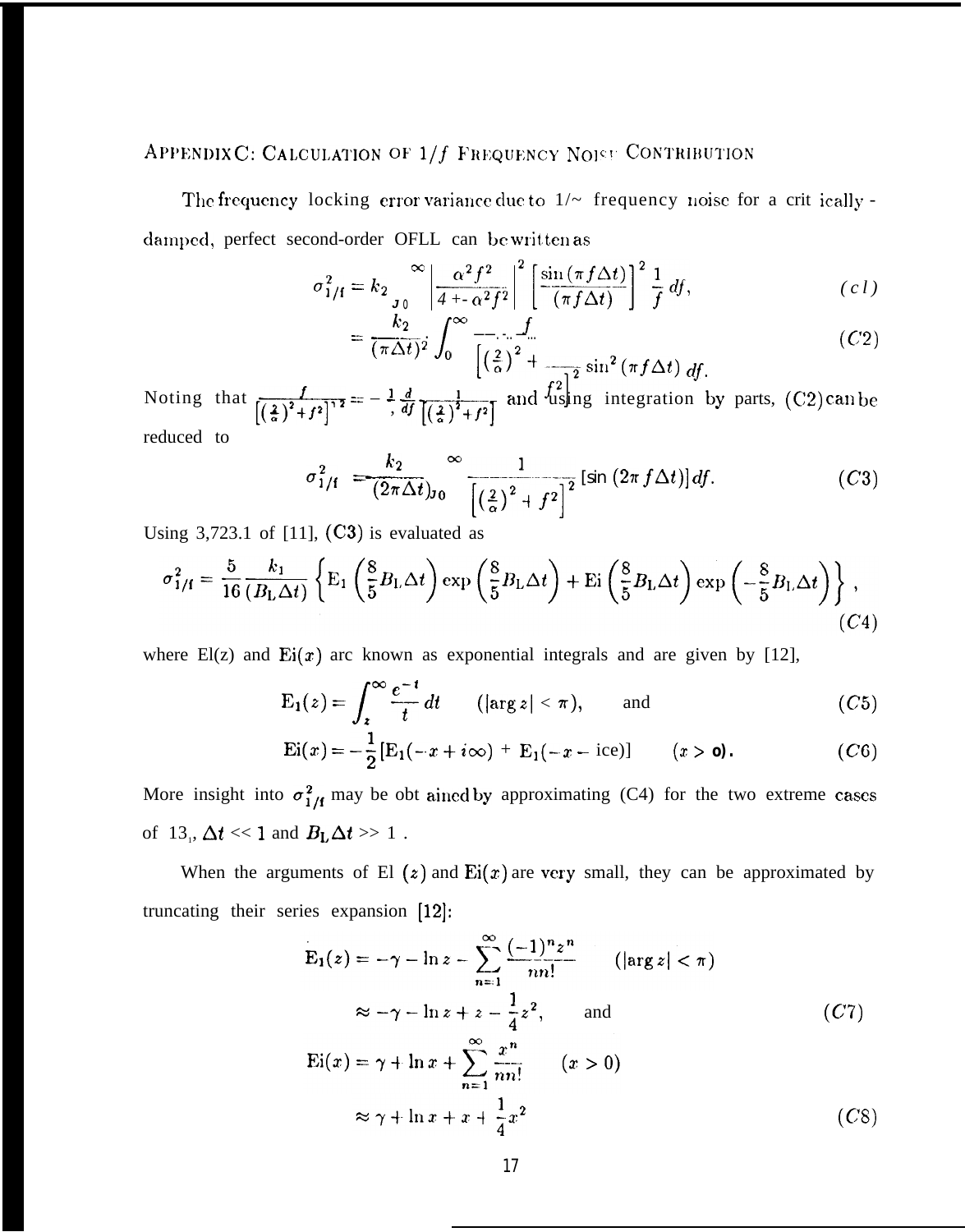## APPENDIX C: CALCULATION OF $1/f$ FREQUENCY NOISE CONTRIBUTION

The frequency locking error variance due to $1/f$ frequency noise for a critically-damped, perfect second-order OFLL can be written as

$$\sigma^2_{1/f} = k_2 \int_0^\infty \left| \frac{\alpha^2 f^2}{4 + \alpha^2 f^2} \right|^2 \left[ \frac{\sin(\pi f \Delta t)}{(\pi f \Delta t)} \right]^2 \frac{1}{f} \, df, \tag{C1}$$

$$= \frac{k_2}{(\pi \Delta t)^2} \int_0^\infty \frac{f}{\left[ \left( \frac{2}{\alpha} \right)^2 + f^2 \right]^2} \sin^2(\pi f \Delta t) \, df. \tag{C2}$$

Noting that $\frac{f}{\left[ \left( \frac{2}{\alpha} \right)^2 + f^2 \right]^2} = -\frac{1}{2} \frac{d}{df} \frac{1}{\left[ \left( \frac{2}{\alpha} \right)^2 + f^2 \right]}$ and using integration by parts, (C2) can be reduced to

$$\sigma^2_{1/f} = \frac{k_2}{(2\pi \Delta t)} \int_0^\infty \frac{1}{\left[ \left( \frac{2}{\alpha} \right)^2 + f^2 \right]^2} [\sin(2\pi f \Delta t)] \, df. \tag{C3}$$

Using 3,723.1 of [11], (C3) is evaluated as

$$\sigma^2_{1/f} = \frac{5}{16} \frac{k_1}{(B_L \Delta t)} \left\{ \mathrm{E}_1\left( \frac{8}{5} B_L \Delta t \right) \exp\left( \frac{8}{5} B_L \Delta t \right) + \mathrm{Ei}\left( \frac{8}{5} B_L \Delta t \right) \exp\left( -\frac{8}{5} B_L \Delta t \right) \right\}, \tag{C4}$$

where $\mathrm{E}_1(z)$ and $\mathrm{Ei}(x)$ are known as exponential integrals and are given by [12],

$$\mathrm{E}_1(z) = \int_z^\infty \frac{e^{-t}}{t} \, dt \qquad (|\arg z| < \pi), \qquad \text{and} \tag{C5}$$

$$\mathrm{Ei}(x) = -\frac{1}{2} [\mathrm{E}_1(-x + i\infty) + \mathrm{E}_1(-x - i\infty)] \qquad (x > 0). \tag{C6}$$

More insight into $\sigma^2_{1/f}$ may be obtained by approximating (C4) for the two extreme cases of $B_L \Delta t << 1$ and $B_L \Delta t >> 1$.

When the arguments of $\mathrm{E}_1(z)$ and $\mathrm{Ei}(x)$ are very small, they can be approximated by truncating their series expansion [12]:

$$\begin{aligned} \mathrm{E}_1(z) &= -\gamma - \ln z - \sum_{n=1}^\infty \frac{(-1)^n z^n}{n n!} \qquad (|\arg z| < \pi) \\ &\approx -\gamma - \ln z + z - \frac{1}{4} z^2, \qquad \text{and} \end{aligned} \tag{C7}$$

$$\begin{aligned} \mathrm{Ei}(x) &= \gamma + \ln x + \sum_{n=1}^\infty \frac{x^n}{n n!} \qquad (x > 0) \\ &\approx \gamma + \ln x + x + \frac{1}{4} x^2 \end{aligned} \tag{C8}$$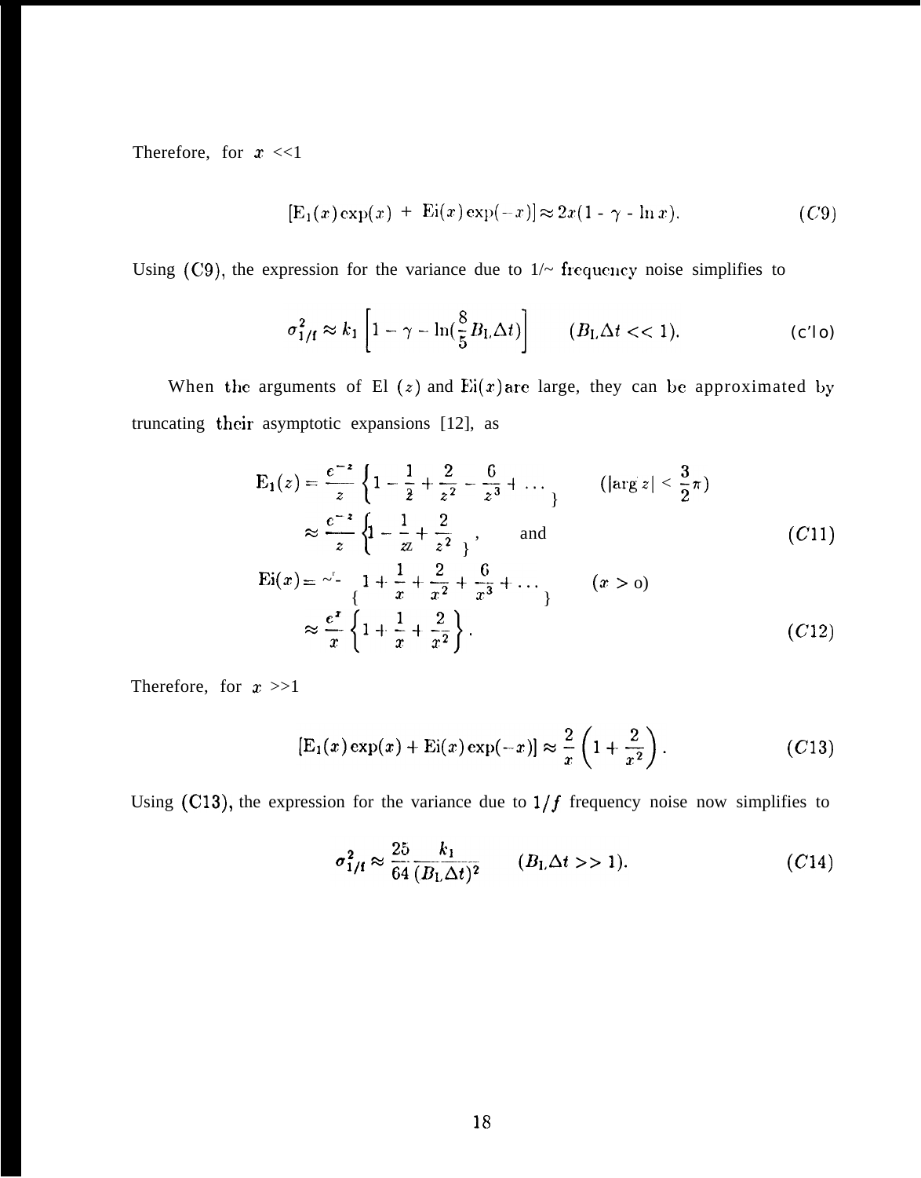Therefore, for $x$ <<1

$$[\mathrm{E}_1(x)\exp(x) + \mathrm{Ei}(x)\exp(-x)] \approx 2x(1 - \gamma - \ln x). \qquad (C9)$$

Using (C9), the expression for the variance due to 1/~ frequency noise simplifies to

$$\sigma_{1/f}^2 \approx k_1 \left[1 - \gamma - \ln(\frac{8}{5} B_L \Delta t)\right] \qquad (B_L \Delta t << 1). \qquad (C10)$$

When the arguments of El $(z)$ and $\mathrm{Ei}(x)$ are large, they can be approximated by truncating their asymptotic expansions [12], as

$$\begin{aligned}
\mathrm{E}_1(z) &= \frac{e^{-z}}{z}\left\{1 - \frac{1}{z} + \frac{2}{z^2} - \frac{6}{z^3} + \ldots\right\} \qquad (|\arg z| < \frac{3}{2}\pi) \\
&\approx \frac{e^{-z}}{z}\left\{1 - \frac{1}{z} + \frac{2}{z^2}\right\}, \qquad \text{and} \qquad (C11) \\
\mathrm{Ei}(x) &= \frac{e^x}{x}\left\{1 + \frac{1}{x} + \frac{2}{x^2} + \frac{6}{x^3} + \ldots\right\} \qquad (x > 0) \\
&\approx \frac{e^x}{x}\left\{1 + \frac{1}{x} + \frac{2}{x^2}\right\}. \qquad (C12)
\end{aligned}$$

Therefore, for $x$ >>1

$$[\mathrm{E}_1(x)\exp(x) + \mathrm{Ei}(x)\exp(-x)] \approx \frac{2}{x}\left(1 + \frac{2}{x^2}\right). \qquad (C13)$$

Using (C13), the expression for the variance due to $1/f$ frequency noise now simplifies to

$$\sigma_{1/f}^2 \approx \frac{25}{64}\frac{k_1}{(B_L \Delta t)^2} \qquad (B_L \Delta t >> 1). \qquad (C14)$$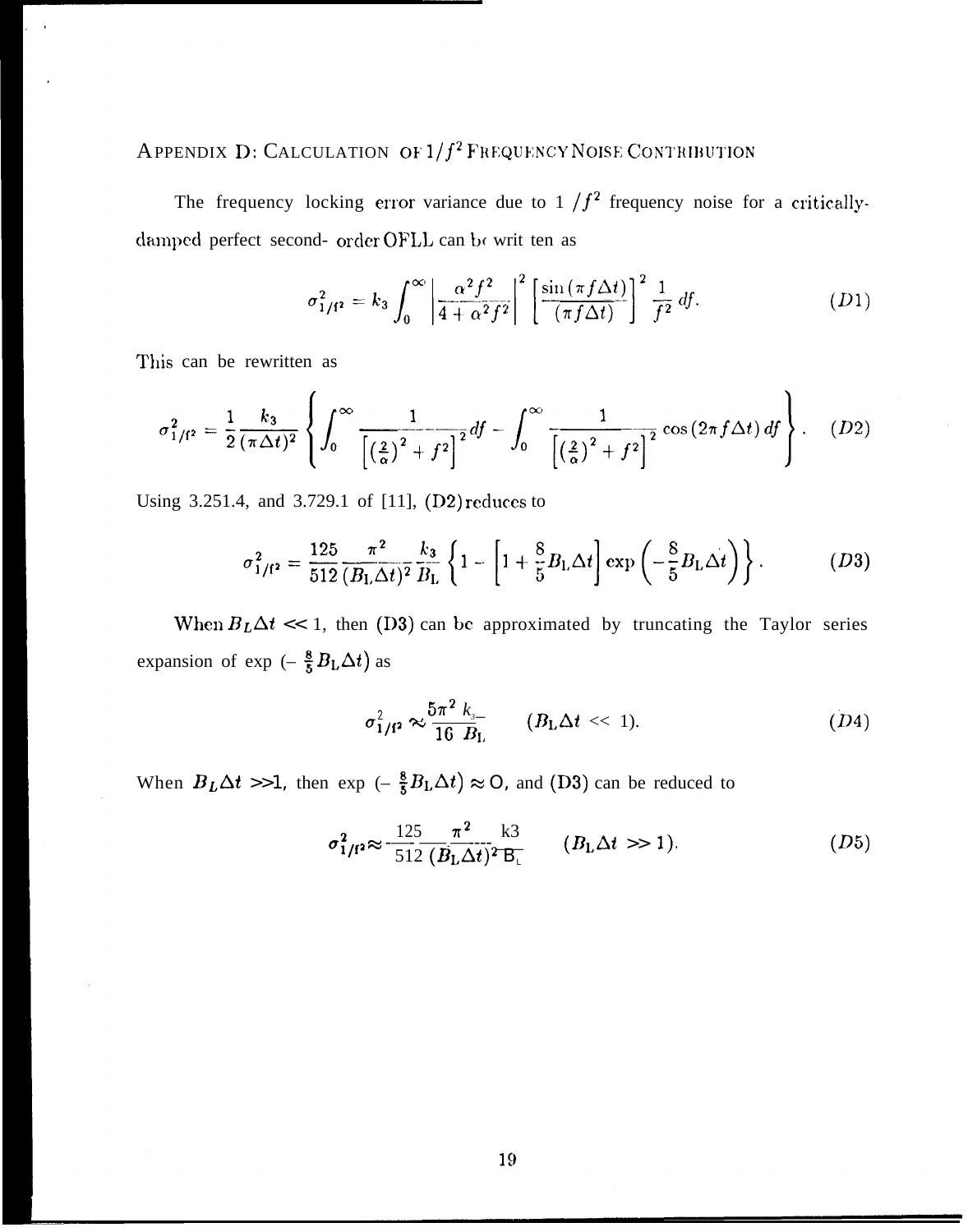## APPENDIX D: CALCULATION OF $1/f^2$ FREQUENCY NOISE CONTRIBUTION

The frequency locking error variance due to $1/f^2$ frequency noise for a critically-damped perfect second-order OFLL can be written as

$$\sigma^2_{1/f^2} = k_3 \int_0^\infty \left| \frac{\alpha^2 f^2}{4 + \alpha^2 f^2} \right|^2 \left[ \frac{\sin(\pi f \Delta t)}{(\pi f \Delta t)} \right]^2 \frac{1}{f^2} \, df. \tag{D1}$$

This can be rewritten as

$$\sigma^2_{1/f^2} = \frac{1}{2} \frac{k_3}{(\pi \Delta t)^2} \left\{ \int_0^\infty \frac{1}{\left[ \left(\frac{2}{\alpha}\right)^2 + f^2 \right]^2} df - \int_0^\infty \frac{1}{\left[ \left(\frac{2}{\alpha}\right)^2 + f^2 \right]^2} \cos(2\pi f \Delta t) \, df \right\}. \tag{D2}$$

Using 3.251.4, and 3.729.1 of [11], (D2) reduces to

$$\sigma^2_{1/f^2} = \frac{125}{512} \frac{\pi^2}{(B_L \Delta t)^2} \frac{k_3}{B_L} \left\{ 1 - \left[ 1 + \frac{8}{5} B_L \Delta t \right] \exp\left( -\frac{8}{5} B_L \Delta t \right) \right\}. \tag{D3}$$

When $B_L \Delta t << 1$, then (D3) can be approximated by truncating the Taylor series expansion of $\exp(-\frac{8}{5} B_L \Delta t)$ as

$$\sigma^2_{1/f^2} \approx \frac{5\pi^2}{16} \frac{k_3}{B_L} \qquad (B_L \Delta t << 1). \tag{D4}$$

When $B_L \Delta t >> 1$, then $\exp(-\frac{8}{5} B_L \Delta t) \approx 0$, and (D3) can be reduced to

$$\sigma^2_{1/f^2} \approx \frac{125}{512} \frac{\pi^2}{(B_L \Delta t)^2} \frac{k_3}{B_L} \qquad (B_L \Delta t >> 1). \tag{D5}$$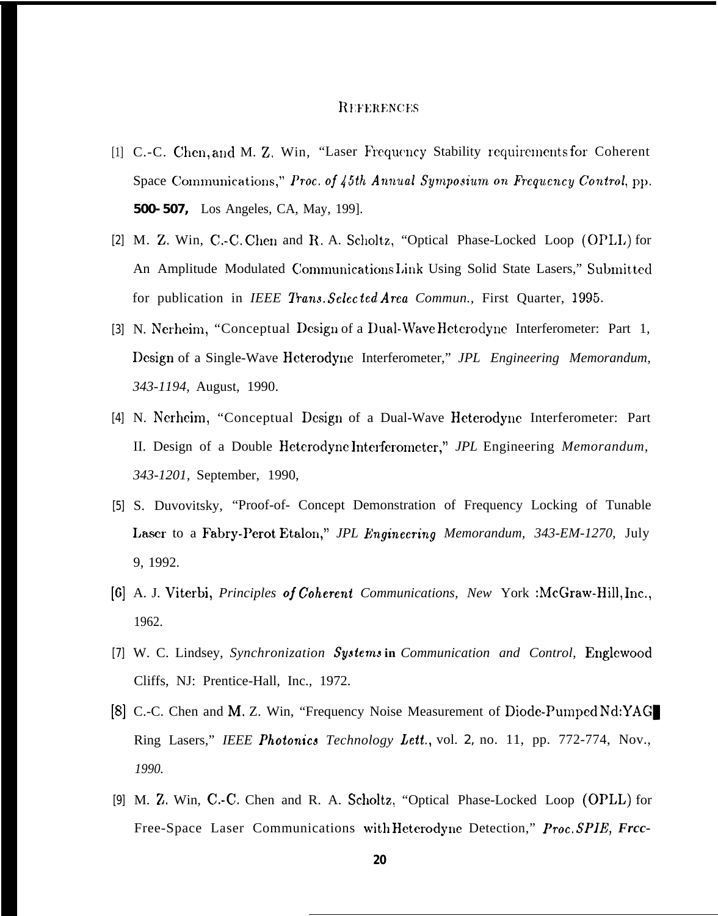# REFERENCES

[1] C.-C. Chen, and M. Z. Win, "Laser Frequency Stability requirements for Coherent Space Communications," *Proc. of 45th Annual Symposium on Frequency Control*, pp. **500-507,** Los Angeles, CA, May, 199].

[2] M. Z. Win, C.-C. Chen and R. A. Scholtz, "Optical Phase-Locked Loop (OPLL) for An Amplitude Modulated Communications Link Using Solid State Lasers," Submitted for publication in *IEEE Trans. Selected Area Commun.,* First Quarter, 1995.

[3] N. Nerheim, "Conceptual Design of a Dual-Wave Heterodyne Interferometer: Part 1, Design of a Single-Wave Heterodyne Interferometer," *JPL Engineering Memorandum, 343-1194,* August, 1990.

[4] N. Nerheim, "Conceptual Design of a Dual-Wave Heterodyne Interferometer: Part II. Design of a Double Heterodyne Interferometer," *JPL* Engineering *Memorandum, 343-1201,* September, 1990,

[5] S. Duvovitsky, "Proof-of- Concept Demonstration of Frequency Locking of Tunable Laser to a Fabry-Perot Etalon," *JPL Engineering Memorandum, 343-EM-1270,* July 9, 1992.

[6] A. J. Viterbi, *Principles of Coherent Communications, New* York :McGraw-Hill, Inc., 1962.

[7] W. C. Lindsey, *Synchronization Systems* **in** *Communication and Control,* Englewood Cliffs, NJ: Prentice-Hall, Inc., 1972.

[8] C.-C. Chen and M. Z. Win, "Frequency Noise Measurement of Diode-Pumped Nd:YAG Ring Lasers," *IEEE Photonics Technology Lett.*, vol. 2, no. 11, pp. 772-774, Nov., *1990.*

[9] M. Z. Win, C.-C. Chen and R. A. Scholtz, "Optical Phase-Locked Loop (OPLL) for Free-Space Laser Communications with Heterodyne Detection," *Proc. SPIE, Free-*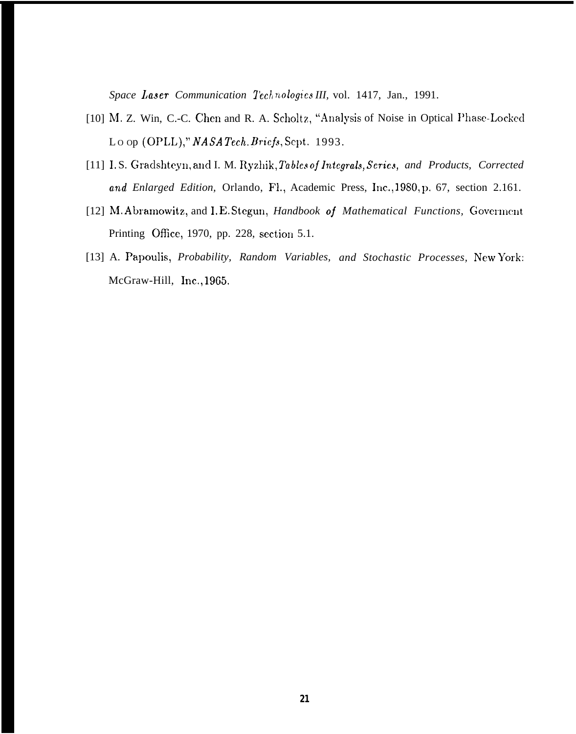*Space Laser Communication Technologies III*, vol. 1417, Jan., 1991.

[10] M. Z. Win, C.-C. Chen and R. A. Scholtz, "Analysis of Noise in Optical Phase-Locked Loop (OPLL)," *NASA Tech. Briefs*, Sept. 1993.

[11] I. S. Gradshteyn, and I. M. Ryzhik, *Tables of Integrals, Series, and Products, Corrected and Enlarged Edition,* Orlando, Fl., Academic Press, Inc., 1980, p. 67, section 2.161.

[12] M. Abramowitz, and I. E. Stegun, *Handbook of Mathematical Functions,* Goverment Printing Office, 1970, pp. 228, section 5.1.

[13] A. Papoulis, *Probability, Random Variables, and Stochastic Processes,* New York: McGraw-Hill, Inc., 1965.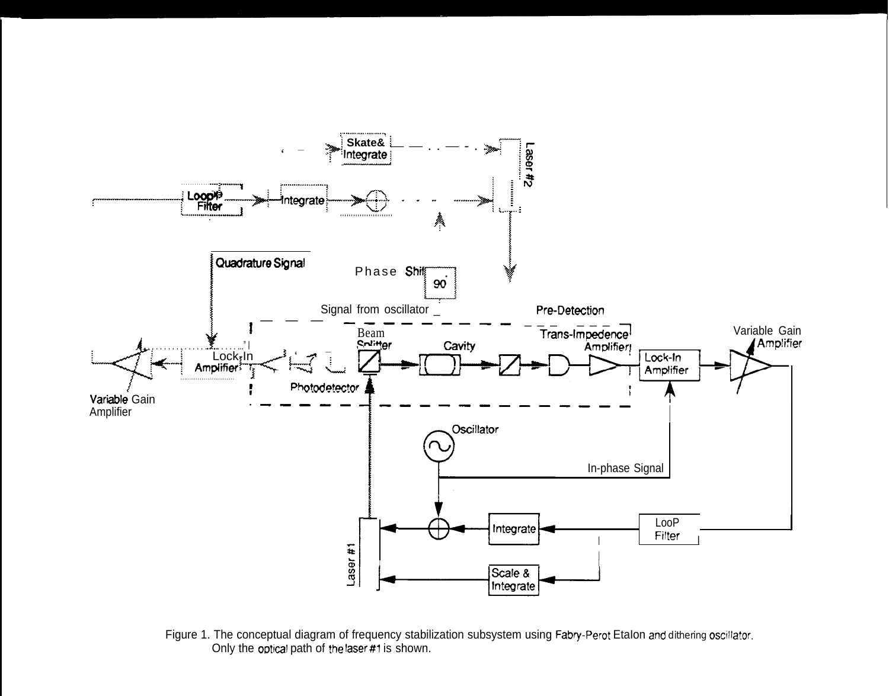Figure 1. The conceptual diagram of frequency stabilization subsystem using Fabry-Perot Etalon and dithering oscillator. Only the optical path of the laser #1 is shown.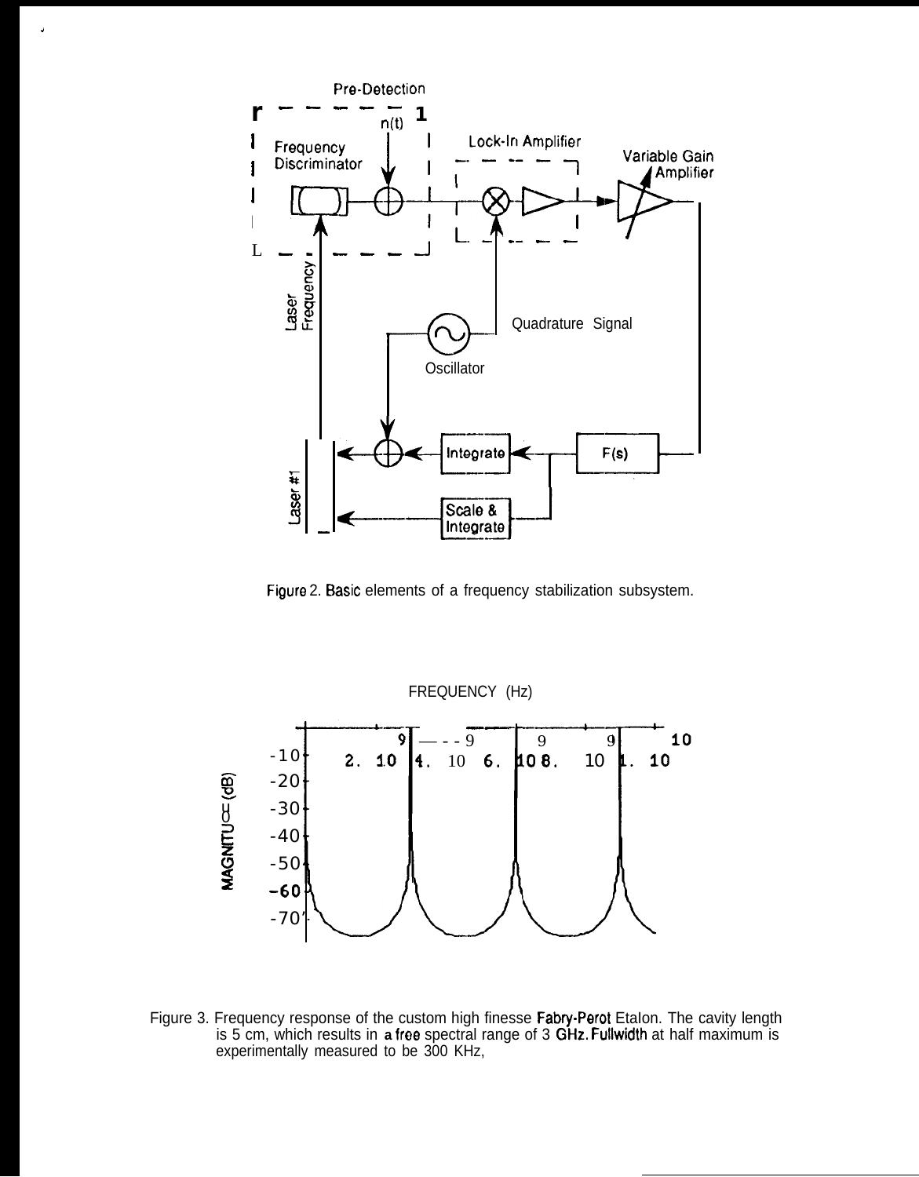Figure 2. Basic elements of a frequency stabilization subsystem.

Figure 3. Frequency response of the custom high finesse Fabry-Perot Etalon. The cavity length is 5 cm, which results in a free spectral range of 3 GHz. Fullwidth at half maximum is experimentally measured to be 300 KHz,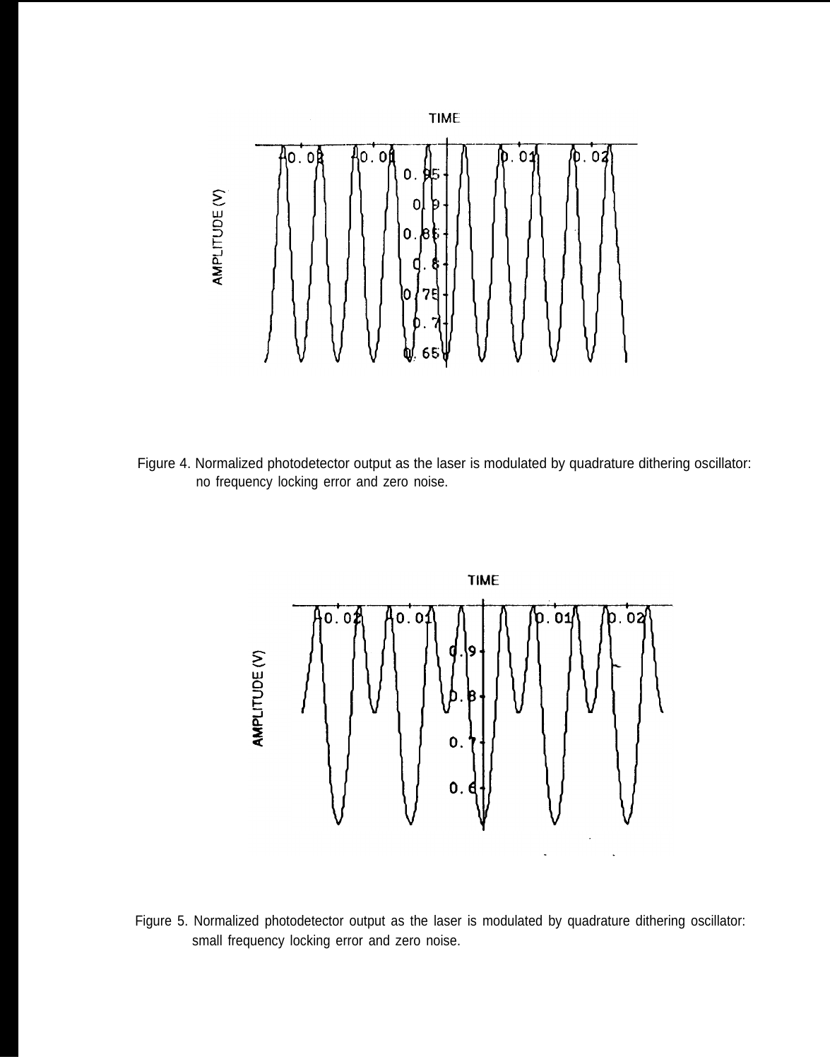Figure 4. Normalized photodetector output as the laser is modulated by quadrature dithering oscillator: no frequency locking error and zero noise.

Figure 5. Normalized photodetector output as the laser is modulated by quadrature dithering oscillator: small frequency locking error and zero noise.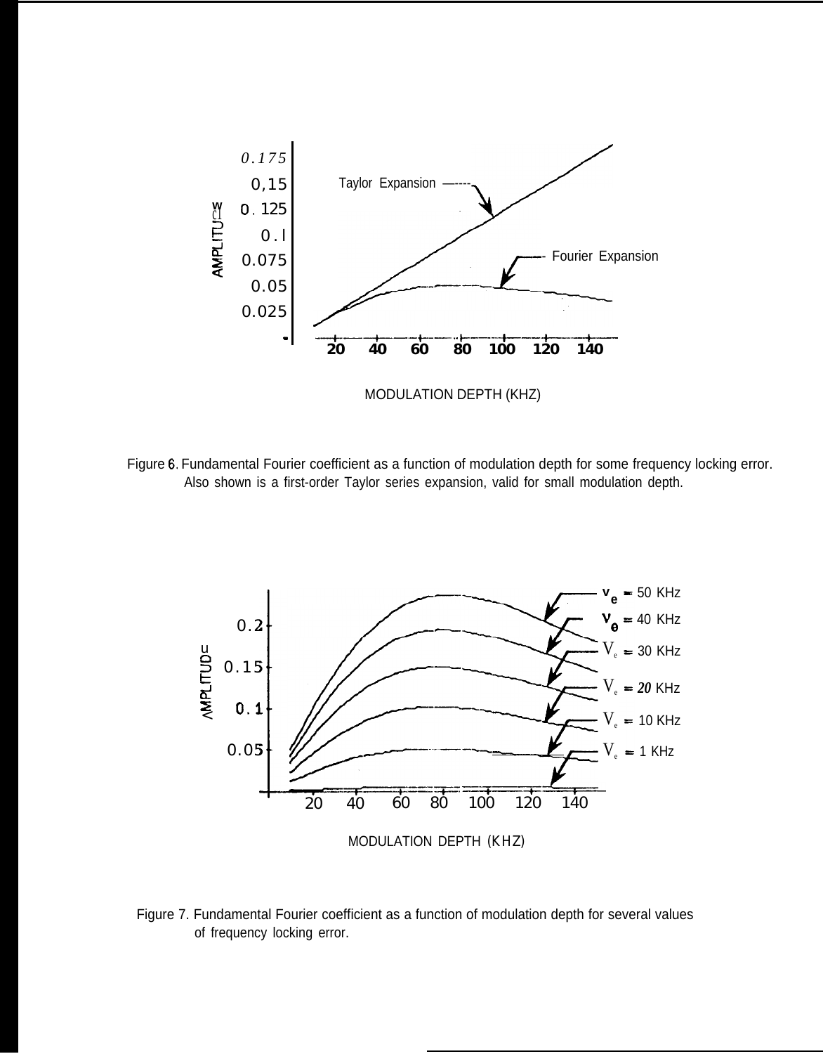Figure 6. Fundamental Fourier coefficient as a function of modulation depth for some frequency locking error. Also shown is a first-order Taylor series expansion, valid for small modulation depth.

Figure 7. Fundamental Fourier coefficient as a function of modulation depth for several values of frequency locking error.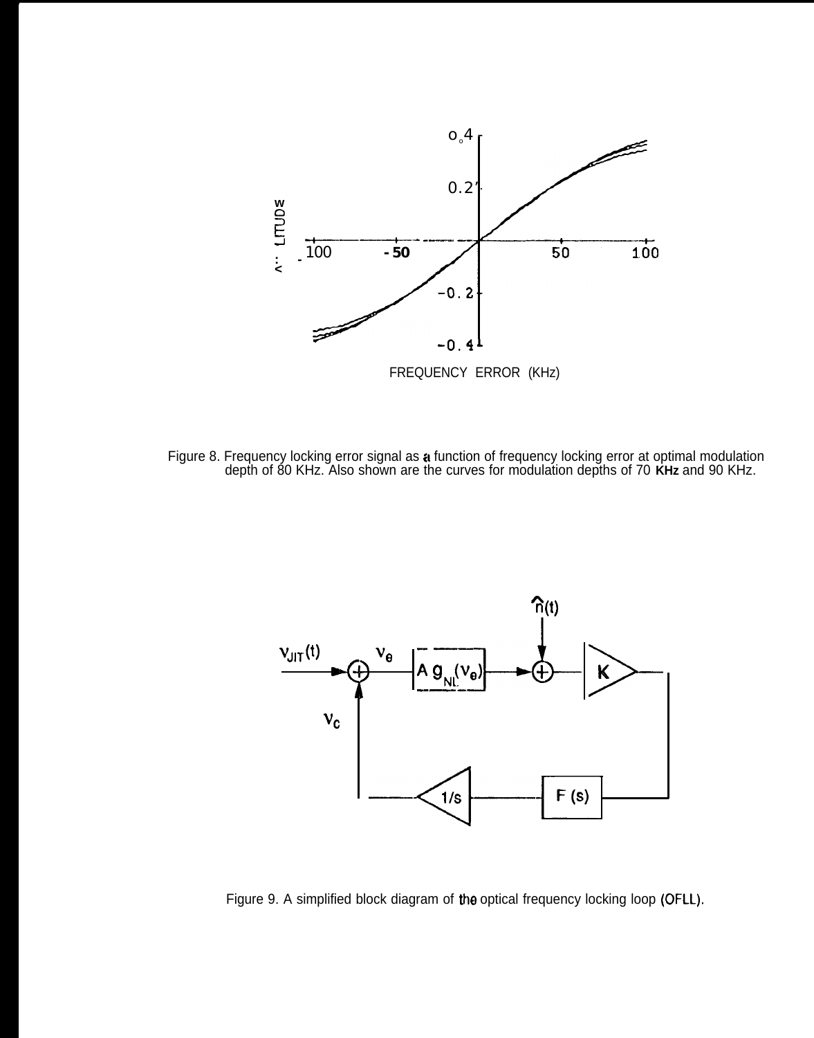Figure 8. Frequency locking error signal as a function of frequency locking error at optimal modulation depth of 80 KHz. Also shown are the curves for modulation depths of 70 **KHz** and 90 KHz.

Figure 9. A simplified block diagram of the optical frequency locking loop (OFLL).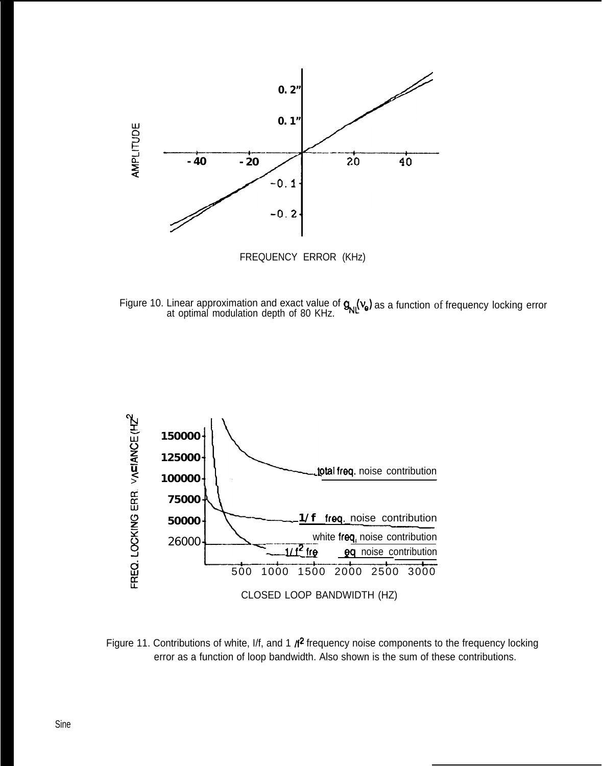Figure 10. Linear approximation and exact value of $g_{NL}(\nu_e)$ as a function of frequency locking error at optimal modulation depth of 80 KHz.

Figure 11. Contributions of white, I/f, and 1 /f$^2$ frequency noise components to the frequency locking error as a function of loop bandwidth. Also shown is the sum of these contributions.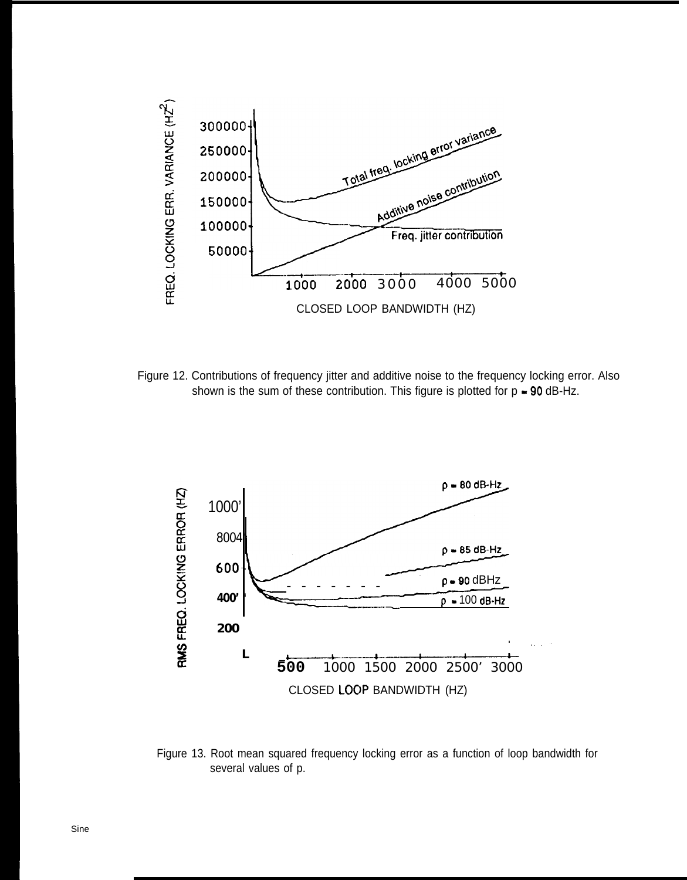FREQ. LOCKING ERR. VARIANCE ($HZ^2$)

300000
250000
200000
150000
100000
50000

1000 2000 3000 4000 5000

CLOSED LOOP BANDWIDTH (HZ)

Total freq. locking error variance

Additive noise contribution

Freq. jitter contribution

Figure 12. Contributions of frequency jitter and additive noise to the frequency locking error. Also shown is the sum of these contribution. This figure is plotted for $\rho$ = 90 dB-Hz.

RMS FREQ. LOCKING ERROR (HZ)

1000'
8004
600
400'
200

L

500 1000 1500 2000 2500' 3000

CLOSED LOOP BANDWIDTH (HZ)

$\rho$ = 80 dB-Hz

$\rho$ = 85 dB-Hz

$\rho$ = 90 dBHz

$\rho$ = 100 dB-Hz

Figure 13. Root mean squared frequency locking error as a function of loop bandwidth for several values of $\rho$.

Sine